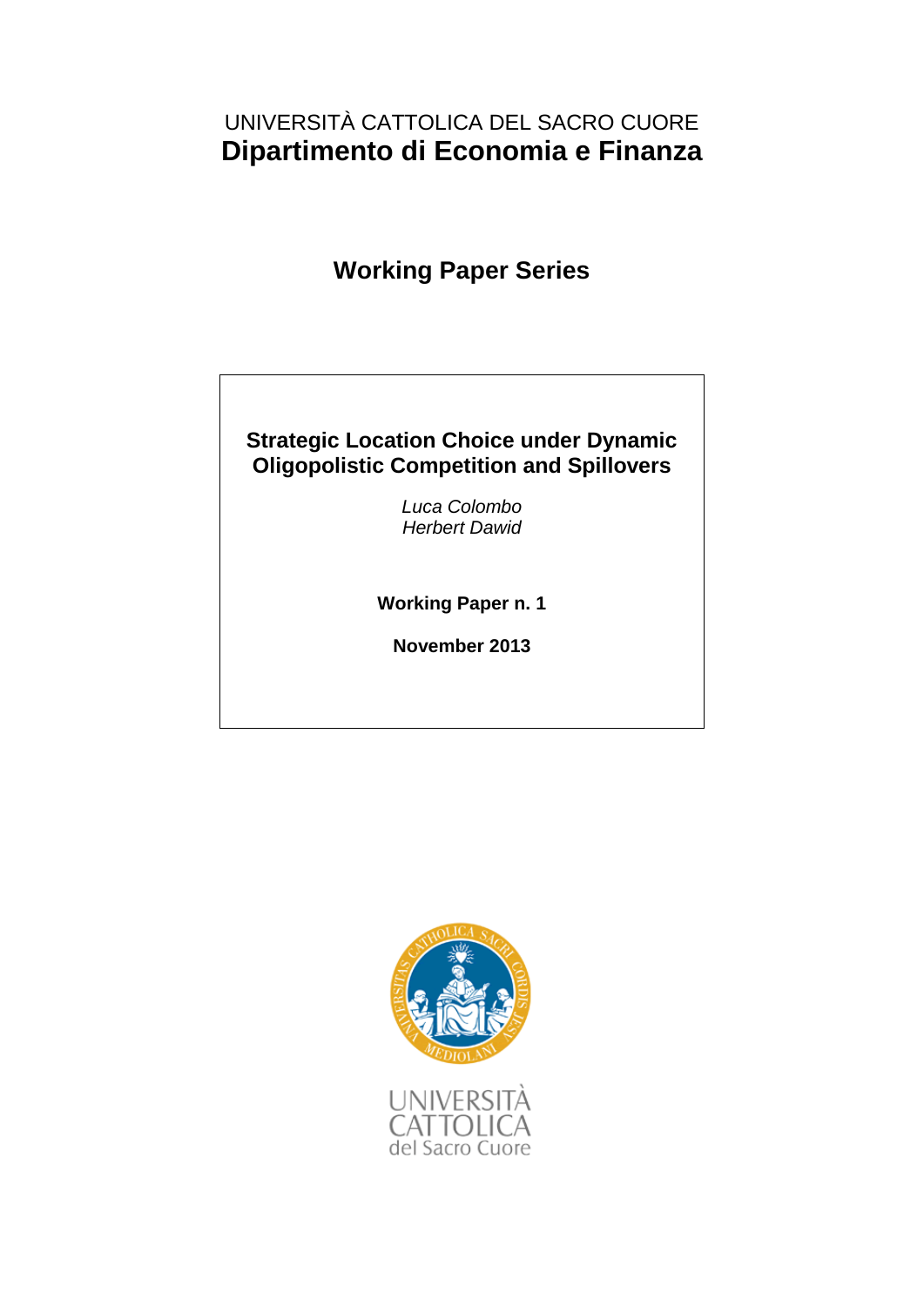UNIVERSITÀ CATTOLICA DEL SACRO CUORE

# Dipartimento di Economia e Finanza

## Working Paper Series

### Strategic Location Choice under Dynamic Oligopolistic Competition and Spillovers

*Luca Colombo*
*Herbert Dawid*

**Working Paper n. 1**

**November 2013**

UNIVERSITÀ
CATTOLICA
del Sacro Cuore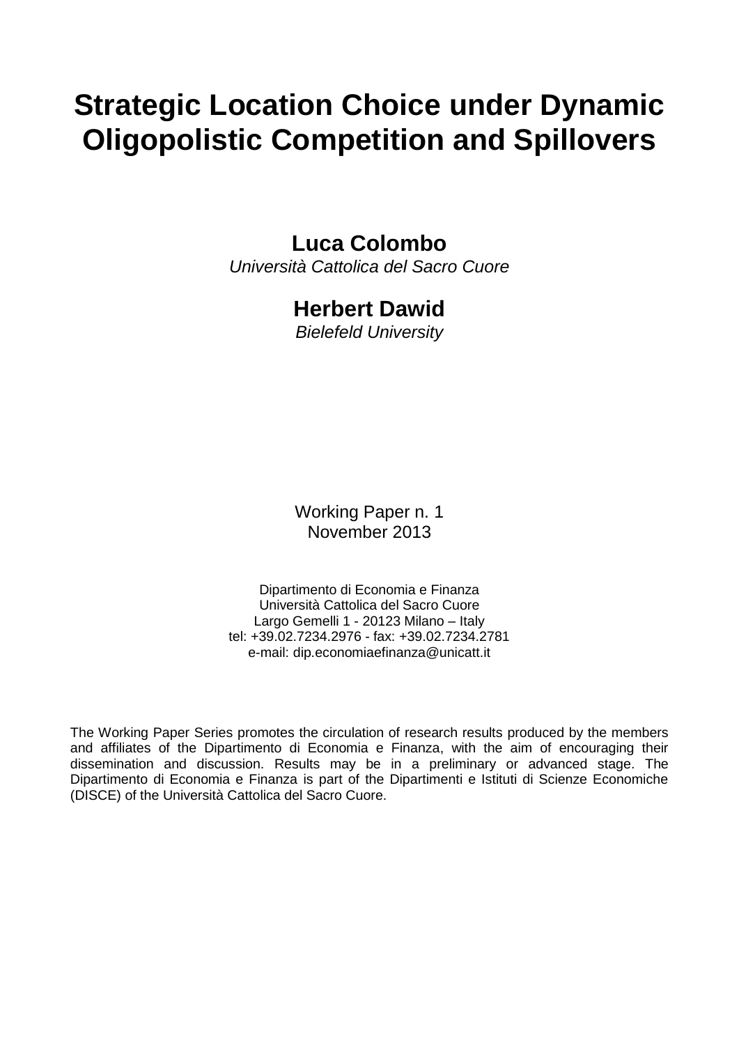# Strategic Location Choice under Dynamic Oligopolistic Competition and Spillovers

**Luca Colombo**

*Università Cattolica del Sacro Cuore*

**Herbert Dawid**

*Bielefeld University*

Working Paper n. 1
November 2013

Dipartimento di Economia e Finanza
Università Cattolica del Sacro Cuore
Largo Gemelli 1 - 20123 Milano – Italy
tel: +39.02.7234.2976 - fax: +39.02.7234.2781
e-mail: dip.economiaefinanza@unicatt.it

The Working Paper Series promotes the circulation of research results produced by the members and affiliates of the Dipartimento di Economia e Finanza, with the aim of encouraging their dissemination and discussion. Results may be in a preliminary or advanced stage. The Dipartimento di Economia e Finanza is part of the Dipartimenti e Istituti di Scienze Economiche (DISCE) of the Università Cattolica del Sacro Cuore.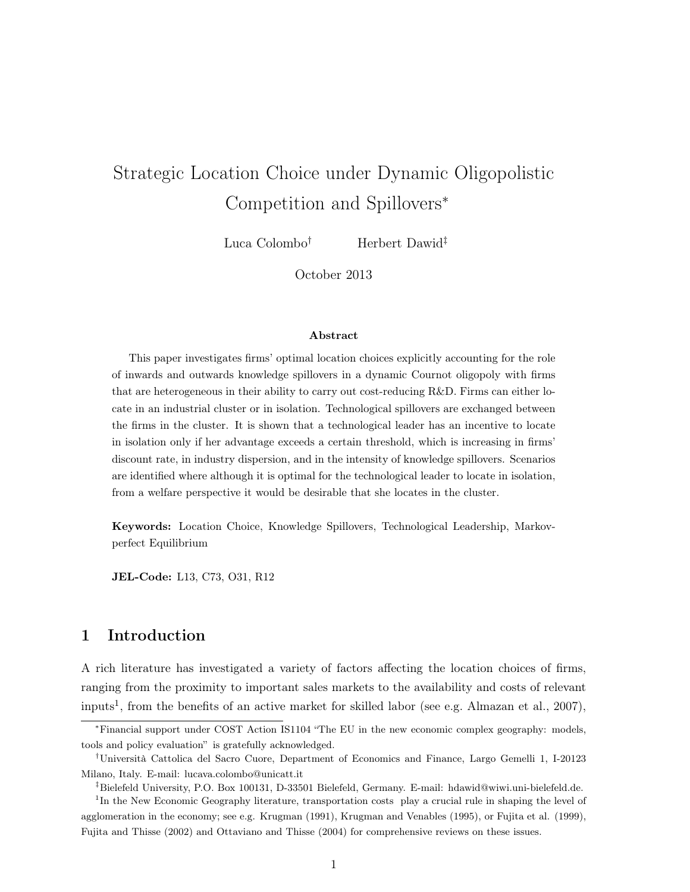# Strategic Location Choice under Dynamic Oligopolistic Competition and Spillovers*

Luca Colombo[†] Herbert Dawid[‡]

October 2013

### Abstract

This paper investigates firms' optimal location choices explicitly accounting for the role of inwards and outwards knowledge spillovers in a dynamic Cournot oligopoly with firms that are heterogeneous in their ability to carry out cost-reducing R&D. Firms can either locate in an industrial cluster or in isolation. Technological spillovers are exchanged between the firms in the cluster. It is shown that a technological leader has an incentive to locate in isolation only if her advantage exceeds a certain threshold, which is increasing in firms' discount rate, in industry dispersion, and in the intensity of knowledge spillovers. Scenarios are identified where although it is optimal for the technological leader to locate in isolation, from a welfare perspective it would be desirable that she locates in the cluster.

**Keywords:** Location Choice, Knowledge Spillovers, Technological Leadership, Markov-perfect Equilibrium

**JEL-Code:** L13, C73, O31, R12

## 1 Introduction

A rich literature has investigated a variety of factors affecting the location choices of firms, ranging from the proximity to important sales markets to the availability and costs of relevant inputs[1], from the benefits of an active market for skilled labor (see e.g. Almazan et al., 2007),

---

*Financial support under COST Action IS1104 "The EU in the new economic complex geography: models, tools and policy evaluation" is gratefully acknowledged.

[†]Università Cattolica del Sacro Cuore, Department of Economics and Finance, Largo Gemelli 1, I-20123 Milano, Italy. E-mail: lucava.colombo@unicatt.it

[‡]Bielefeld University, P.O. Box 100131, D-33501 Bielefeld, Germany. E-mail: hdawid@wiwi.uni-bielefeld.de.

[1]In the New Economic Geography literature, transportation costs play a crucial rule in shaping the level of agglomeration in the economy; see e.g. Krugman (1991), Krugman and Venables (1995), or Fujita et al. (1999), Fujita and Thisse (2002) and Ottaviano and Thisse (2004) for comprehensive reviews on these issues.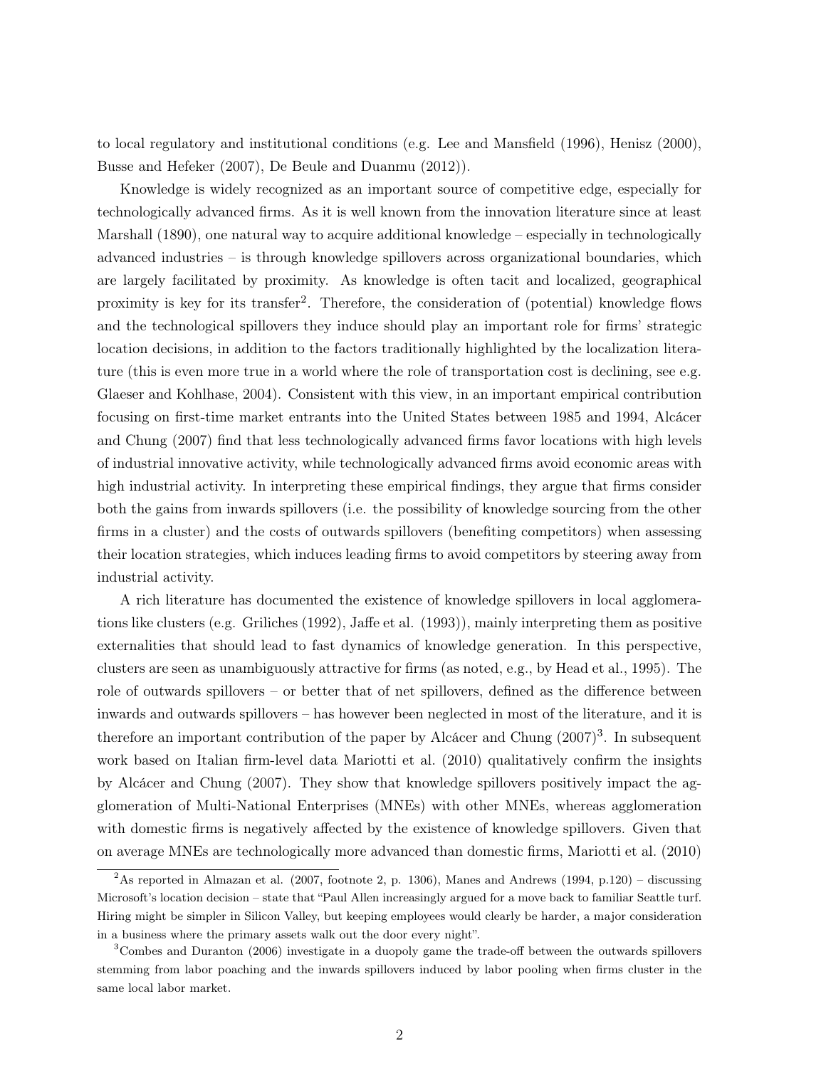to local regulatory and institutional conditions (e.g. Lee and Mansfield (1996), Henisz (2000), Busse and Hefeker (2007), De Beule and Duanmu (2012)).

Knowledge is widely recognized as an important source of competitive edge, especially for technologically advanced firms. As it is well known from the innovation literature since at least Marshall (1890), one natural way to acquire additional knowledge – especially in technologically advanced industries – is through knowledge spillovers across organizational boundaries, which are largely facilitated by proximity. As knowledge is often tacit and localized, geographical proximity is key for its transfer[2]. Therefore, the consideration of (potential) knowledge flows and the technological spillovers they induce should play an important role for firms' strategic location decisions, in addition to the factors traditionally highlighted by the localization literature (this is even more true in a world where the role of transportation cost is declining, see e.g. Glaeser and Kohlhase, 2004). Consistent with this view, in an important empirical contribution focusing on first-time market entrants into the United States between 1985 and 1994, Alcácer and Chung (2007) find that less technologically advanced firms favor locations with high levels of industrial innovative activity, while technologically advanced firms avoid economic areas with high industrial activity. In interpreting these empirical findings, they argue that firms consider both the gains from inwards spillovers (i.e. the possibility of knowledge sourcing from the other firms in a cluster) and the costs of outwards spillovers (benefiting competitors) when assessing their location strategies, which induces leading firms to avoid competitors by steering away from industrial activity.

A rich literature has documented the existence of knowledge spillovers in local agglomerations like clusters (e.g. Griliches (1992), Jaffe et al. (1993)), mainly interpreting them as positive externalities that should lead to fast dynamics of knowledge generation. In this perspective, clusters are seen as unambiguously attractive for firms (as noted, e.g., by Head et al., 1995). The role of outwards spillovers – or better that of net spillovers, defined as the difference between inwards and outwards spillovers – has however been neglected in most of the literature, and it is therefore an important contribution of the paper by Alcácer and Chung (2007)[3]. In subsequent work based on Italian firm-level data Mariotti et al. (2010) qualitatively confirm the insights by Alcácer and Chung (2007). They show that knowledge spillovers positively impact the agglomeration of Multi-National Enterprises (MNEs) with other MNEs, whereas agglomeration with domestic firms is negatively affected by the existence of knowledge spillovers. Given that on average MNEs are technologically more advanced than domestic firms, Mariotti et al. (2010)

[2] As reported in Almazan et al. (2007, footnote 2, p. 1306), Manes and Andrews (1994, p.120) – discussing Microsoft's location decision – state that "Paul Allen increasingly argued for a move back to familiar Seattle turf. Hiring might be simpler in Silicon Valley, but keeping employees would clearly be harder, a major consideration in a business where the primary assets walk out the door every night".

[3] Combes and Duranton (2006) investigate in a duopoly game the trade-off between the outwards spillovers stemming from labor poaching and the inwards spillovers induced by labor pooling when firms cluster in the same local labor market.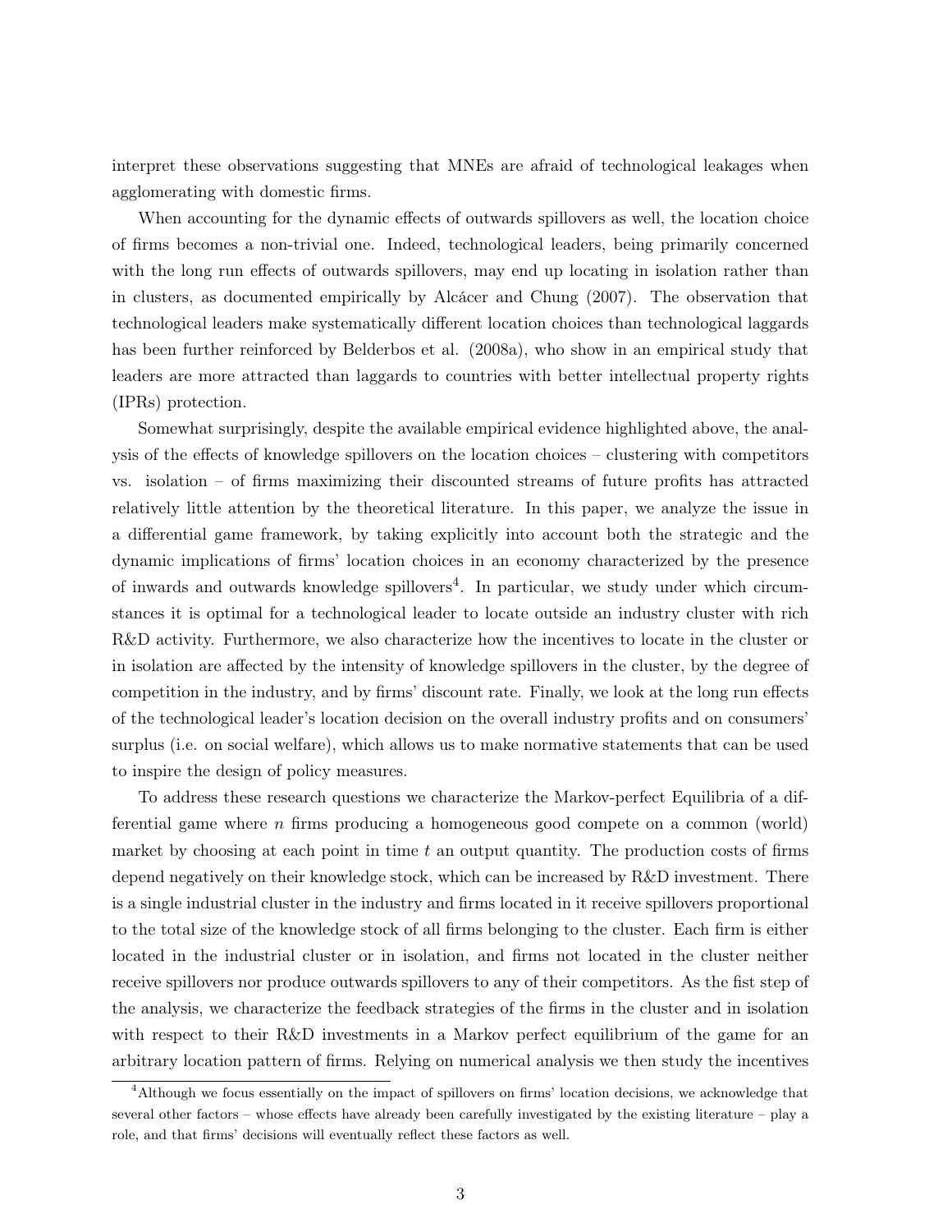interpret these observations suggesting that MNEs are afraid of technological leakages when agglomerating with domestic firms.

When accounting for the dynamic effects of outwards spillovers as well, the location choice of firms becomes a non-trivial one. Indeed, technological leaders, being primarily concerned with the long run effects of outwards spillovers, may end up locating in isolation rather than in clusters, as documented empirically by Alcácer and Chung (2007). The observation that technological leaders make systematically different location choices than technological laggards has been further reinforced by Belderbos et al. (2008a), who show in an empirical study that leaders are more attracted than laggards to countries with better intellectual property rights (IPRs) protection.

Somewhat surprisingly, despite the available empirical evidence highlighted above, the analysis of the effects of knowledge spillovers on the location choices – clustering with competitors vs. isolation – of firms maximizing their discounted streams of future profits has attracted relatively little attention by the theoretical literature. In this paper, we analyze the issue in a differential game framework, by taking explicitly into account both the strategic and the dynamic implications of firms' location choices in an economy characterized by the presence of inwards and outwards knowledge spillovers[4]. In particular, we study under which circumstances it is optimal for a technological leader to locate outside an industry cluster with rich R&D activity. Furthermore, we also characterize how the incentives to locate in the cluster or in isolation are affected by the intensity of knowledge spillovers in the cluster, by the degree of competition in the industry, and by firms' discount rate. Finally, we look at the long run effects of the technological leader's location decision on the overall industry profits and on consumers' surplus (i.e. on social welfare), which allows us to make normative statements that can be used to inspire the design of policy measures.

To address these research questions we characterize the Markov-perfect Equilibria of a differential game where $n$ firms producing a homogeneous good compete on a common (world) market by choosing at each point in time $t$ an output quantity. The production costs of firms depend negatively on their knowledge stock, which can be increased by R&D investment. There is a single industrial cluster in the industry and firms located in it receive spillovers proportional to the total size of the knowledge stock of all firms belonging to the cluster. Each firm is either located in the industrial cluster or in isolation, and firms not located in the cluster neither receive spillovers nor produce outwards spillovers to any of their competitors. As the fist step of the analysis, we characterize the feedback strategies of the firms in the cluster and in isolation with respect to their R&D investments in a Markov perfect equilibrium of the game for an arbitrary location pattern of firms. Relying on numerical analysis we then study the incentives

[4] Although we focus essentially on the impact of spillovers on firms' location decisions, we acknowledge that several other factors – whose effects have already been carefully investigated by the existing literature – play a role, and that firms' decisions will eventually reflect these factors as well.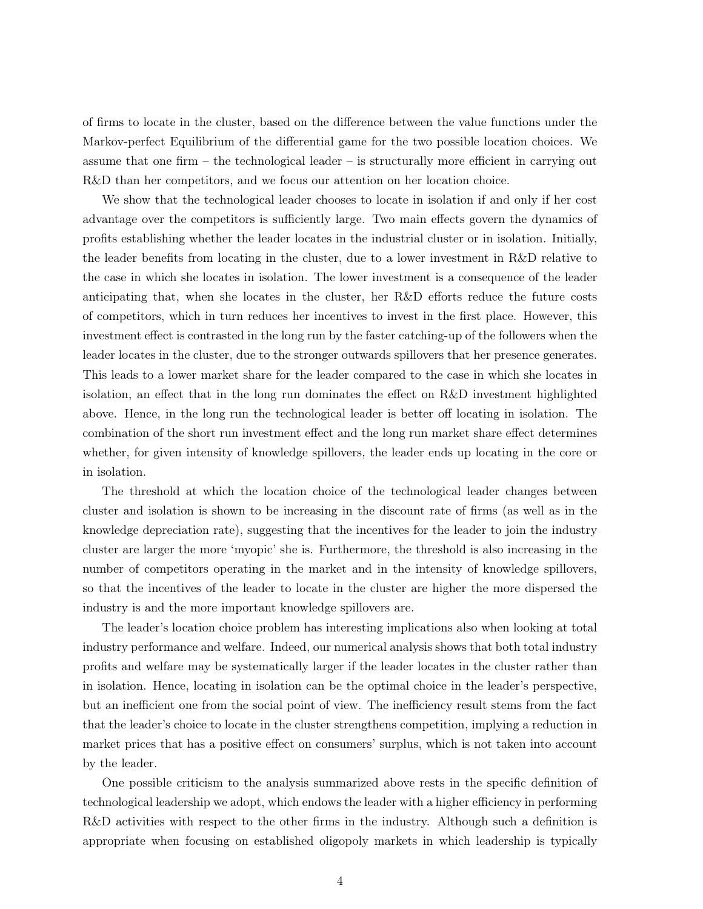of firms to locate in the cluster, based on the difference between the value functions under the Markov-perfect Equilibrium of the differential game for the two possible location choices. We assume that one firm – the technological leader – is structurally more efficient in carrying out R&D than her competitors, and we focus our attention on her location choice.

We show that the technological leader chooses to locate in isolation if and only if her cost advantage over the competitors is sufficiently large. Two main effects govern the dynamics of profits establishing whether the leader locates in the industrial cluster or in isolation. Initially, the leader benefits from locating in the cluster, due to a lower investment in R&D relative to the case in which she locates in isolation. The lower investment is a consequence of the leader anticipating that, when she locates in the cluster, her R&D efforts reduce the future costs of competitors, which in turn reduces her incentives to invest in the first place. However, this investment effect is contrasted in the long run by the faster catching-up of the followers when the leader locates in the cluster, due to the stronger outwards spillovers that her presence generates. This leads to a lower market share for the leader compared to the case in which she locates in isolation, an effect that in the long run dominates the effect on R&D investment highlighted above. Hence, in the long run the technological leader is better off locating in isolation. The combination of the short run investment effect and the long run market share effect determines whether, for given intensity of knowledge spillovers, the leader ends up locating in the core or in isolation.

The threshold at which the location choice of the technological leader changes between cluster and isolation is shown to be increasing in the discount rate of firms (as well as in the knowledge depreciation rate), suggesting that the incentives for the leader to join the industry cluster are larger the more 'myopic' she is. Furthermore, the threshold is also increasing in the number of competitors operating in the market and in the intensity of knowledge spillovers, so that the incentives of the leader to locate in the cluster are higher the more dispersed the industry is and the more important knowledge spillovers are.

The leader's location choice problem has interesting implications also when looking at total industry performance and welfare. Indeed, our numerical analysis shows that both total industry profits and welfare may be systematically larger if the leader locates in the cluster rather than in isolation. Hence, locating in isolation can be the optimal choice in the leader's perspective, but an inefficient one from the social point of view. The inefficiency result stems from the fact that the leader's choice to locate in the cluster strengthens competition, implying a reduction in market prices that has a positive effect on consumers' surplus, which is not taken into account by the leader.

One possible criticism to the analysis summarized above rests in the specific definition of technological leadership we adopt, which endows the leader with a higher efficiency in performing R&D activities with respect to the other firms in the industry. Although such a definition is appropriate when focusing on established oligopoly markets in which leadership is typically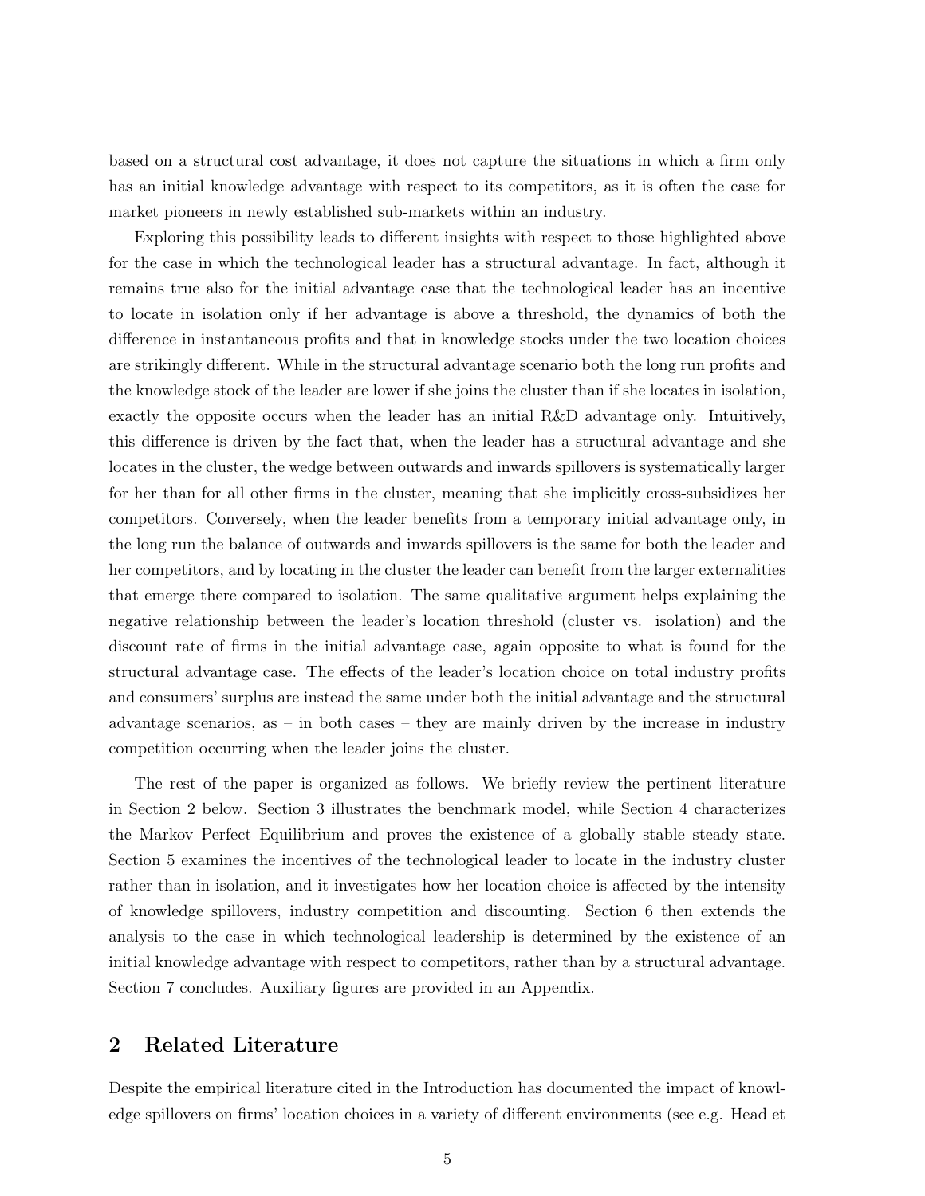based on a structural cost advantage, it does not capture the situations in which a firm only has an initial knowledge advantage with respect to its competitors, as it is often the case for market pioneers in newly established sub-markets within an industry.

Exploring this possibility leads to different insights with respect to those highlighted above for the case in which the technological leader has a structural advantage. In fact, although it remains true also for the initial advantage case that the technological leader has an incentive to locate in isolation only if her advantage is above a threshold, the dynamics of both the difference in instantaneous profits and that in knowledge stocks under the two location choices are strikingly different. While in the structural advantage scenario both the long run profits and the knowledge stock of the leader are lower if she joins the cluster than if she locates in isolation, exactly the opposite occurs when the leader has an initial R&D advantage only. Intuitively, this difference is driven by the fact that, when the leader has a structural advantage and she locates in the cluster, the wedge between outwards and inwards spillovers is systematically larger for her than for all other firms in the cluster, meaning that she implicitly cross-subsidizes her competitors. Conversely, when the leader benefits from a temporary initial advantage only, in the long run the balance of outwards and inwards spillovers is the same for both the leader and her competitors, and by locating in the cluster the leader can benefit from the larger externalities that emerge there compared to isolation. The same qualitative argument helps explaining the negative relationship between the leader's location threshold (cluster vs. isolation) and the discount rate of firms in the initial advantage case, again opposite to what is found for the structural advantage case. The effects of the leader's location choice on total industry profits and consumers' surplus are instead the same under both the initial advantage and the structural advantage scenarios, as – in both cases – they are mainly driven by the increase in industry competition occurring when the leader joins the cluster.

The rest of the paper is organized as follows. We briefly review the pertinent literature in Section 2 below. Section 3 illustrates the benchmark model, while Section 4 characterizes the Markov Perfect Equilibrium and proves the existence of a globally stable steady state. Section 5 examines the incentives of the technological leader to locate in the industry cluster rather than in isolation, and it investigates how her location choice is affected by the intensity of knowledge spillovers, industry competition and discounting. Section 6 then extends the analysis to the case in which technological leadership is determined by the existence of an initial knowledge advantage with respect to competitors, rather than by a structural advantage. Section 7 concludes. Auxiliary figures are provided in an Appendix.

## 2 Related Literature

Despite the empirical literature cited in the Introduction has documented the impact of knowledge spillovers on firms' location choices in a variety of different environments (see e.g. Head et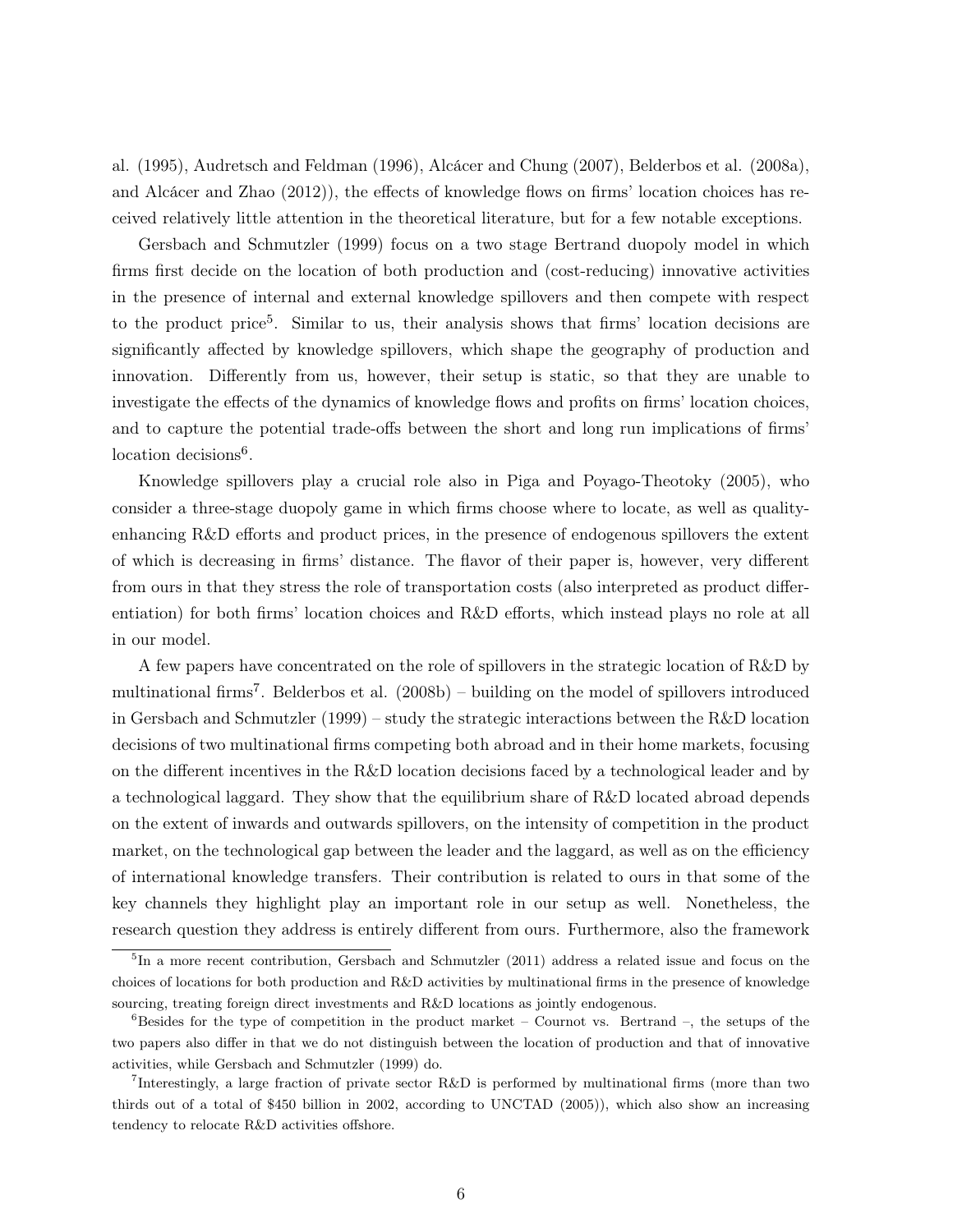al. (1995), Audretsch and Feldman (1996), Alcácer and Chung (2007), Belderbos et al. (2008a), and Alcácer and Zhao (2012)), the effects of knowledge flows on firms' location choices has received relatively little attention in the theoretical literature, but for a few notable exceptions.

Gersbach and Schmutzler (1999) focus on a two stage Bertrand duopoly model in which firms first decide on the location of both production and (cost-reducing) innovative activities in the presence of internal and external knowledge spillovers and then compete with respect to the product price[5]. Similar to us, their analysis shows that firms' location decisions are significantly affected by knowledge spillovers, which shape the geography of production and innovation. Differently from us, however, their setup is static, so that they are unable to investigate the effects of the dynamics of knowledge flows and profits on firms' location choices, and to capture the potential trade-offs between the short and long run implications of firms' location decisions[6].

Knowledge spillovers play a crucial role also in Piga and Poyago-Theotoky (2005), who consider a three-stage duopoly game in which firms choose where to locate, as well as quality-enhancing R&D efforts and product prices, in the presence of endogenous spillovers the extent of which is decreasing in firms' distance. The flavor of their paper is, however, very different from ours in that they stress the role of transportation costs (also interpreted as product differentiation) for both firms' location choices and R&D efforts, which instead plays no role at all in our model.

A few papers have concentrated on the role of spillovers in the strategic location of R&D by multinational firms[7]. Belderbos et al. (2008b) – building on the model of spillovers introduced in Gersbach and Schmutzler (1999) – study the strategic interactions between the R&D location decisions of two multinational firms competing both abroad and in their home markets, focusing on the different incentives in the R&D location decisions faced by a technological leader and by a technological laggard. They show that the equilibrium share of R&D located abroad depends on the extent of inwards and outwards spillovers, on the intensity of competition in the product market, on the technological gap between the leader and the laggard, as well as on the efficiency of international knowledge transfers. Their contribution is related to ours in that some of the key channels they highlight play an important role in our setup as well. Nonetheless, the research question they address is entirely different from ours. Furthermore, also the framework

[5]In a more recent contribution, Gersbach and Schmutzler (2011) address a related issue and focus on the choices of locations for both production and R&D activities by multinational firms in the presence of knowledge sourcing, treating foreign direct investments and R&D locations as jointly endogenous.

[6]Besides for the type of competition in the product market – Cournot vs. Bertrand –, the setups of the two papers also differ in that we do not distinguish between the location of production and that of innovative activities, while Gersbach and Schmutzler (1999) do.

[7]Interestingly, a large fraction of private sector R&D is performed by multinational firms (more than two thirds out of a total of $450 billion in 2002, according to UNCTAD (2005)), which also show an increasing tendency to relocate R&D activities offshore.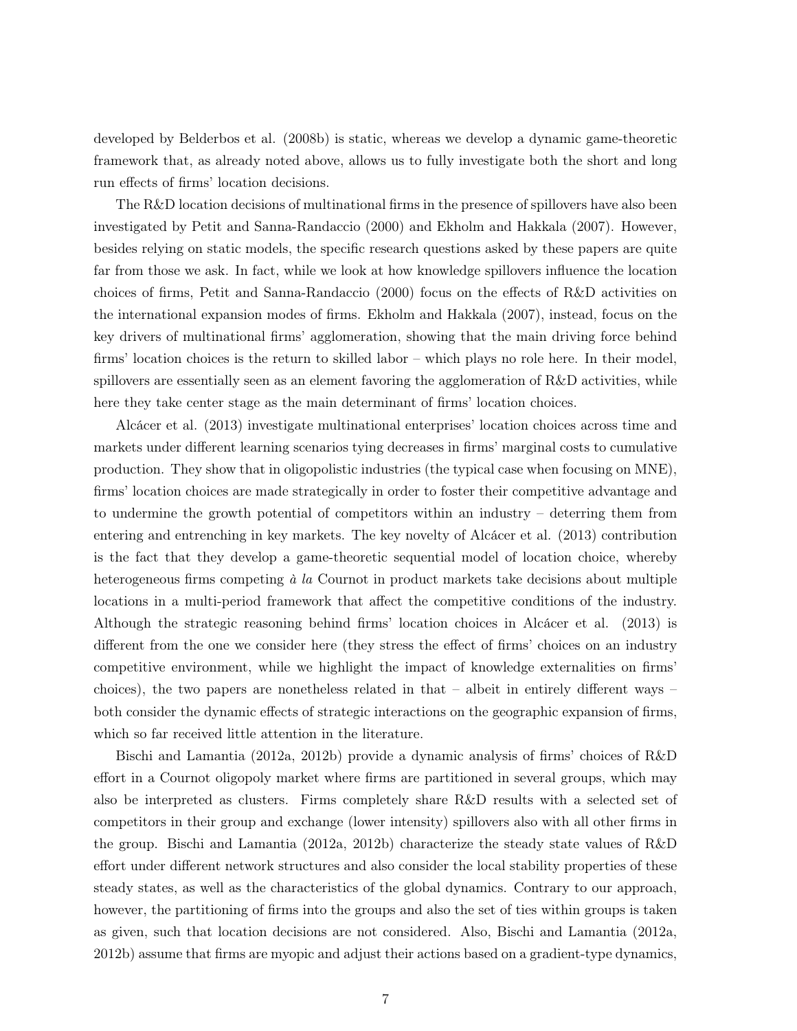developed by Belderbos et al. (2008b) is static, whereas we develop a dynamic game-theoretic framework that, as already noted above, allows us to fully investigate both the short and long run effects of firms' location decisions.

The R&D location decisions of multinational firms in the presence of spillovers have also been investigated by Petit and Sanna-Randaccio (2000) and Ekholm and Hakkala (2007). However, besides relying on static models, the specific research questions asked by these papers are quite far from those we ask. In fact, while we look at how knowledge spillovers influence the location choices of firms, Petit and Sanna-Randaccio (2000) focus on the effects of R&D activities on the international expansion modes of firms. Ekholm and Hakkala (2007), instead, focus on the key drivers of multinational firms' agglomeration, showing that the main driving force behind firms' location choices is the return to skilled labor – which plays no role here. In their model, spillovers are essentially seen as an element favoring the agglomeration of R&D activities, while here they take center stage as the main determinant of firms' location choices.

Alcácer et al. (2013) investigate multinational enterprises' location choices across time and markets under different learning scenarios tying decreases in firms' marginal costs to cumulative production. They show that in oligopolistic industries (the typical case when focusing on MNE), firms' location choices are made strategically in order to foster their competitive advantage and to undermine the growth potential of competitors within an industry – deterring them from entering and entrenching in key markets. The key novelty of Alcácer et al. (2013) contribution is the fact that they develop a game-theoretic sequential model of location choice, whereby heterogeneous firms competing *à la* Cournot in product markets take decisions about multiple locations in a multi-period framework that affect the competitive conditions of the industry. Although the strategic reasoning behind firms' location choices in Alcácer et al. (2013) is different from the one we consider here (they stress the effect of firms' choices on an industry competitive environment, while we highlight the impact of knowledge externalities on firms' choices), the two papers are nonetheless related in that – albeit in entirely different ways – both consider the dynamic effects of strategic interactions on the geographic expansion of firms, which so far received little attention in the literature.

Bischi and Lamantia (2012a, 2012b) provide a dynamic analysis of firms' choices of R&D effort in a Cournot oligopoly market where firms are partitioned in several groups, which may also be interpreted as clusters. Firms completely share R&D results with a selected set of competitors in their group and exchange (lower intensity) spillovers also with all other firms in the group. Bischi and Lamantia (2012a, 2012b) characterize the steady state values of R&D effort under different network structures and also consider the local stability properties of these steady states, as well as the characteristics of the global dynamics. Contrary to our approach, however, the partitioning of firms into the groups and also the set of ties within groups is taken as given, such that location decisions are not considered. Also, Bischi and Lamantia (2012a, 2012b) assume that firms are myopic and adjust their actions based on a gradient-type dynamics,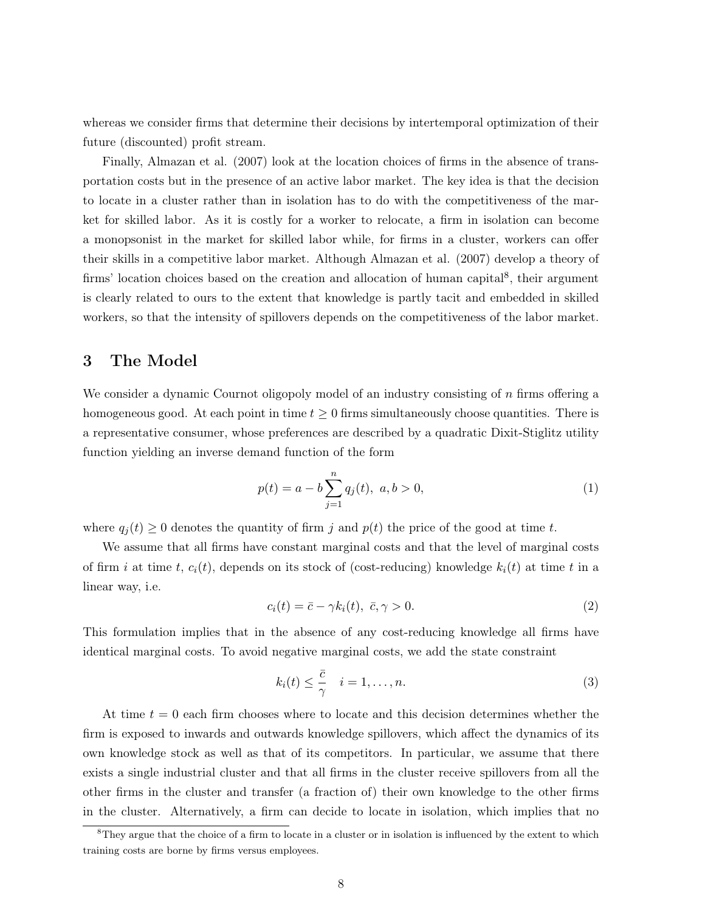whereas we consider firms that determine their decisions by intertemporal optimization of their future (discounted) profit stream.

Finally, Almazan et al. (2007) look at the location choices of firms in the absence of transportation costs but in the presence of an active labor market. The key idea is that the decision to locate in a cluster rather than in isolation has to do with the competitiveness of the market for skilled labor. As it is costly for a worker to relocate, a firm in isolation can become a monopsonist in the market for skilled labor while, for firms in a cluster, workers can offer their skills in a competitive labor market. Although Almazan et al. (2007) develop a theory of firms' location choices based on the creation and allocation of human capital[8], their argument is clearly related to ours to the extent that knowledge is partly tacit and embedded in skilled workers, so that the intensity of spillovers depends on the competitiveness of the labor market.

# 3 The Model

We consider a dynamic Cournot oligopoly model of an industry consisting of $n$ firms offering a homogeneous good. At each point in time $t \geq 0$ firms simultaneously choose quantities. There is a representative consumer, whose preferences are described by a quadratic Dixit-Stiglitz utility function yielding an inverse demand function of the form

$$p(t) = a - b\sum_{j=1}^{n} q_j(t), \; a, b > 0, \tag{1}$$

where $q_j(t) \geq 0$ denotes the quantity of firm $j$ and $p(t)$ the price of the good at time $t$.

We assume that all firms have constant marginal costs and that the level of marginal costs of firm $i$ at time $t$, $c_i(t)$, depends on its stock of (cost-reducing) knowledge $k_i(t)$ at time $t$ in a linear way, i.e.

$$c_i(t) = \bar{c} - \gamma k_i(t), \; \bar{c}, \gamma > 0. \tag{2}$$

This formulation implies that in the absence of any cost-reducing knowledge all firms have identical marginal costs. To avoid negative marginal costs, we add the state constraint

$$k_i(t) \leq \frac{\bar{c}}{\gamma} \quad i = 1, \ldots, n. \tag{3}$$

At time $t = 0$ each firm chooses where to locate and this decision determines whether the firm is exposed to inwards and outwards knowledge spillovers, which affect the dynamics of its own knowledge stock as well as that of its competitors. In particular, we assume that there exists a single industrial cluster and that all firms in the cluster receive spillovers from all the other firms in the cluster and transfer (a fraction of) their own knowledge to the other firms in the cluster. Alternatively, a firm can decide to locate in isolation, which implies that no

[8] They argue that the choice of a firm to locate in a cluster or in isolation is influenced by the extent to which training costs are borne by firms versus employees.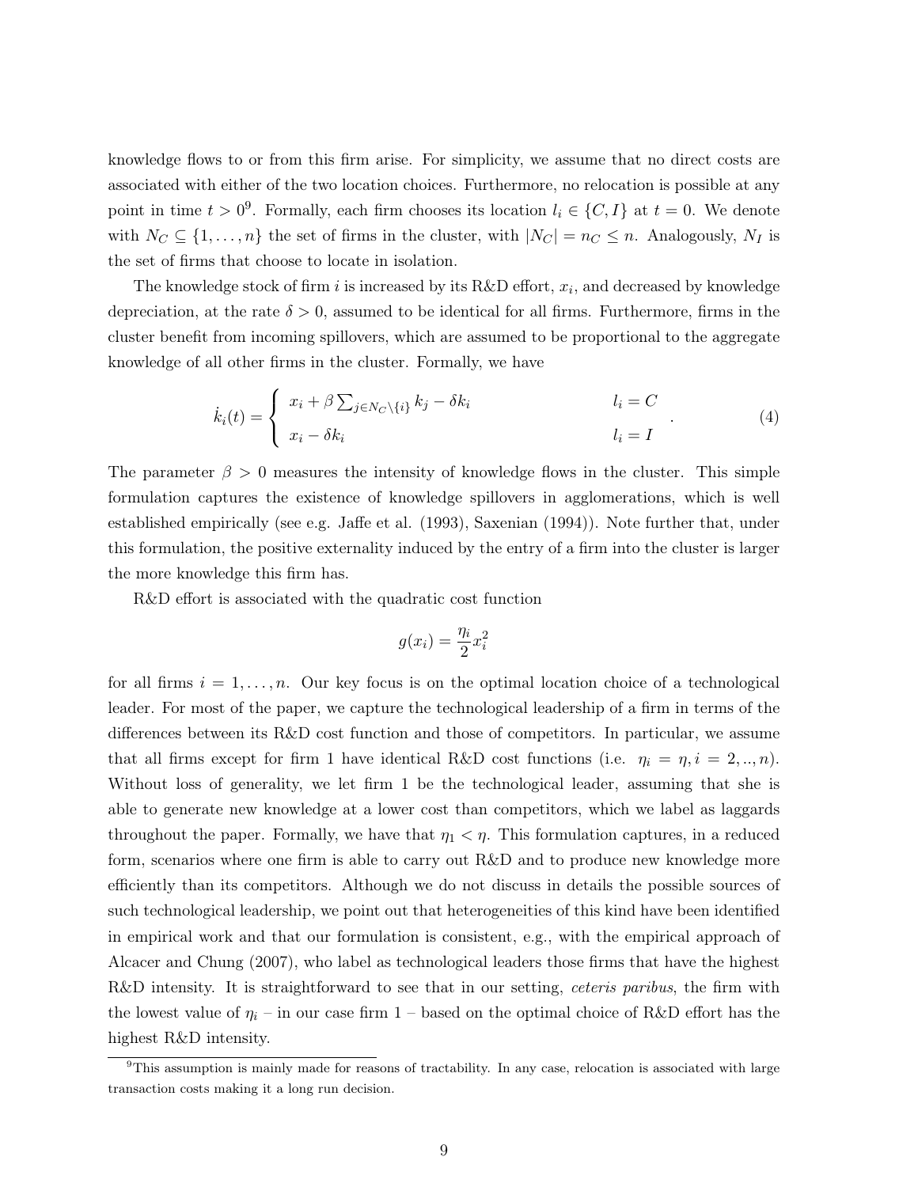knowledge flows to or from this firm arise. For simplicity, we assume that no direct costs are associated with either of the two location choices. Furthermore, no relocation is possible at any point in time $t > 0$[9]. Formally, each firm chooses its location $l_i \in \{C, I\}$ at $t = 0$. We denote with $N_C \subseteq \{1, \ldots, n\}$ the set of firms in the cluster, with $|N_C| = n_C \leq n$. Analogously, $N_I$ is the set of firms that choose to locate in isolation.

The knowledge stock of firm $i$ is increased by its R&D effort, $x_i$, and decreased by knowledge depreciation, at the rate $\delta > 0$, assumed to be identical for all firms. Furthermore, firms in the cluster benefit from incoming spillovers, which are assumed to be proportional to the aggregate knowledge of all other firms in the cluster. Formally, we have

$$\dot{k}_i(t) = \begin{cases} x_i + \beta \sum_{j \in N_C \setminus \{i\}} k_j - \delta k_i & l_i = C \\ x_i - \delta k_i & l_i = I \end{cases}. \tag{4}$$

The parameter $\beta > 0$ measures the intensity of knowledge flows in the cluster. This simple formulation captures the existence of knowledge spillovers in agglomerations, which is well established empirically (see e.g. Jaffe et al. (1993), Saxenian (1994)). Note further that, under this formulation, the positive externality induced by the entry of a firm into the cluster is larger the more knowledge this firm has.

R&D effort is associated with the quadratic cost function

$$g(x_i) = \frac{\eta_i}{2} x_i^2$$

for all firms $i = 1, \ldots, n$. Our key focus is on the optimal location choice of a technological leader. For most of the paper, we capture the technological leadership of a firm in terms of the differences between its R&D cost function and those of competitors. In particular, we assume that all firms except for firm 1 have identical R&D cost functions (i.e. $\eta_i = \eta, i = 2, .., n$). Without loss of generality, we let firm 1 be the technological leader, assuming that she is able to generate new knowledge at a lower cost than competitors, which we label as laggards throughout the paper. Formally, we have that $\eta_1 < \eta$. This formulation captures, in a reduced form, scenarios where one firm is able to carry out R&D and to produce new knowledge more efficiently than its competitors. Although we do not discuss in details the possible sources of such technological leadership, we point out that heterogeneities of this kind have been identified in empirical work and that our formulation is consistent, e.g., with the empirical approach of Alcacer and Chung (2007), who label as technological leaders those firms that have the highest R&D intensity. It is straightforward to see that in our setting, *ceteris paribus*, the firm with the lowest value of $\eta_i$ – in our case firm 1 – based on the optimal choice of R&D effort has the highest R&D intensity.

[9] This assumption is mainly made for reasons of tractability. In any case, relocation is associated with large transaction costs making it a long run decision.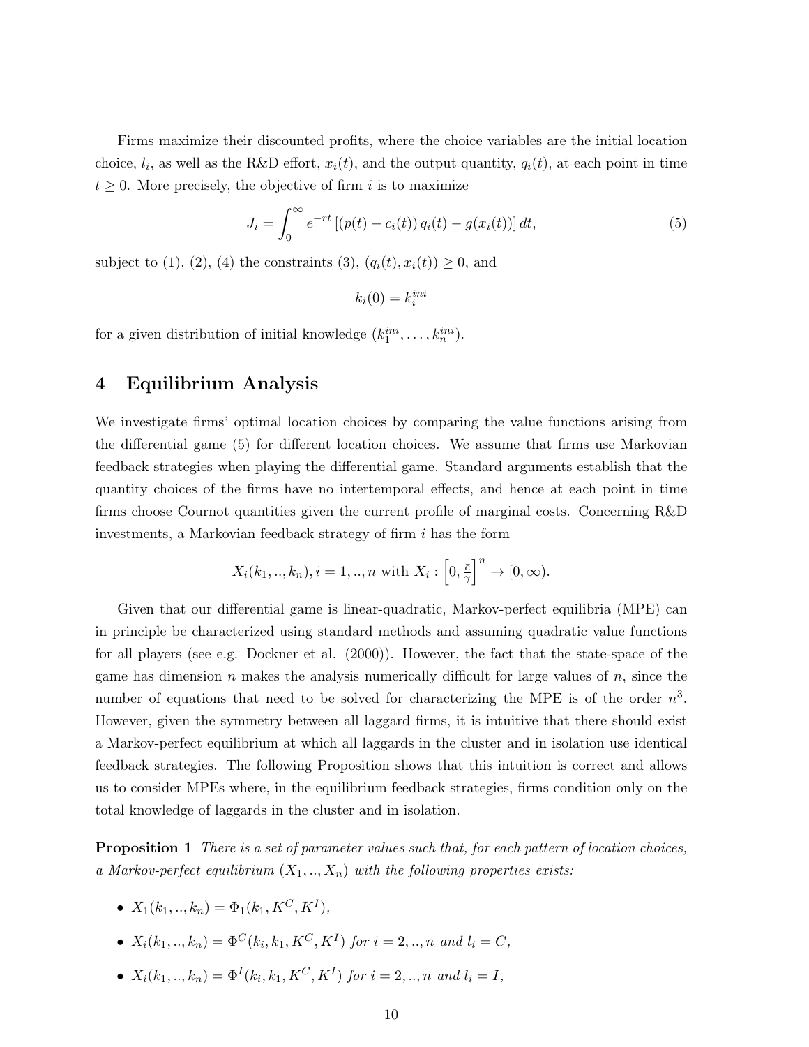Firms maximize their discounted profits, where the choice variables are the initial location choice, $l_i$, as well as the R&D effort, $x_i(t)$, and the output quantity, $q_i(t)$, at each point in time $t \geq 0$. More precisely, the objective of firm $i$ is to maximize

$$J_i = \int_0^\infty e^{-rt} \left[ (p(t) - c_i(t))\, q_i(t) - g(x_i(t)) \right] dt, \tag{5}$$

subject to (1), (2), (4) the constraints (3), $(q_i(t), x_i(t)) \geq 0$, and

$$k_i(0) = k_i^{ini}$$

for a given distribution of initial knowledge $(k_1^{ini}, \ldots, k_n^{ini})$.

# 4 Equilibrium Analysis

We investigate firms' optimal location choices by comparing the value functions arising from the differential game (5) for different location choices. We assume that firms use Markovian feedback strategies when playing the differential game. Standard arguments establish that the quantity choices of the firms have no intertemporal effects, and hence at each point in time firms choose Cournot quantities given the current profile of marginal costs. Concerning R&D investments, a Markovian feedback strategy of firm $i$ has the form

$$X_i(k_1, .., k_n), i = 1, .., n \text{ with } X_i : \left[0, \tfrac{\bar{c}}{\gamma}\right]^n \to [0, \infty).$$

Given that our differential game is linear-quadratic, Markov-perfect equilibria (MPE) can in principle be characterized using standard methods and assuming quadratic value functions for all players (see e.g. Dockner et al. (2000)). However, the fact that the state-space of the game has dimension $n$ makes the analysis numerically difficult for large values of $n$, since the number of equations that need to be solved for characterizing the MPE is of the order $n^3$. However, given the symmetry between all laggard firms, it is intuitive that there should exist a Markov-perfect equilibrium at which all laggards in the cluster and in isolation use identical feedback strategies. The following Proposition shows that this intuition is correct and allows us to consider MPEs where, in the equilibrium feedback strategies, firms condition only on the total knowledge of laggards in the cluster and in isolation.

**Proposition 1** *There is a set of parameter values such that, for each pattern of location choices, a Markov-perfect equilibrium $(X_1, .., X_n)$ with the following properties exists:*

- $X_1(k_1, .., k_n) = \Phi_1(k_1, K^C, K^I)$,
- $X_i(k_1, .., k_n) = \Phi^C(k_i, k_1, K^C, K^I)$ *for* $i = 2, .., n$ *and* $l_i = C$,
- $X_i(k_1, .., k_n) = \Phi^I(k_i, k_1, K^C, K^I)$ *for* $i = 2, .., n$ *and* $l_i = I$,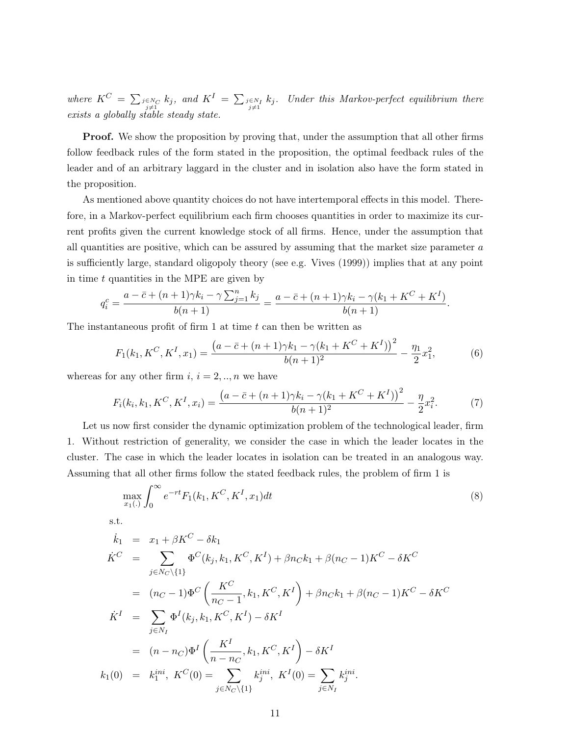*where $K^C = \sum_{\substack{j\in N_C \\ j\neq 1}} k_j$, and $K^I = \sum_{\substack{j\in N_I \\ j\neq 1}} k_j$. Under this Markov-perfect equilibrium there exists a globally stable steady state.*

**Proof.** We show the proposition by proving that, under the assumption that all other firms follow feedback rules of the form stated in the proposition, the optimal feedback rules of the leader and of an arbitrary laggard in the cluster and in isolation also have the form stated in the proposition.

As mentioned above quantity choices do not have intertemporal effects in this model. Therefore, in a Markov-perfect equilibrium each firm chooses quantities in order to maximize its current profits given the current knowledge stock of all firms. Hence, under the assumption that all quantities are positive, which can be assured by assuming that the market size parameter $a$ is sufficiently large, standard oligopoly theory (see e.g. Vives (1999)) implies that at any point in time $t$ quantities in the MPE are given by

$$q_i^c = \frac{a - \bar{c} + (n+1)\gamma k_i - \gamma \sum_{j=1}^n k_j}{b(n+1)} = \frac{a - \bar{c} + (n+1)\gamma k_i - \gamma(k_1 + K^C + K^I)}{b(n+1)}.$$

The instantaneous profit of firm 1 at time $t$ can then be written as

$$F_1(k_1, K^C, K^I, x_1) = \frac{\left(a - \bar{c} + (n+1)\gamma k_1 - \gamma(k_1 + K^C + K^I)\right)^2}{b(n+1)^2} - \frac{\eta_1}{2}x_1^2, \tag{6}$$

whereas for any other firm $i$, $i = 2, .., n$ we have

$$F_i(k_i, k_1, K^C, K^I, x_i) = \frac{\left(a - \bar{c} + (n+1)\gamma k_i - \gamma(k_1 + K^C + K^I)\right)^2}{b(n+1)^2} - \frac{\eta}{2}x_i^2. \tag{7}$$

Let us now first consider the dynamic optimization problem of the technological leader, firm 1. Without restriction of generality, we consider the case in which the leader locates in the cluster. The case in which the leader locates in isolation can be treated in an analogous way. Assuming that all other firms follow the stated feedback rules, the problem of firm 1 is

$$\max_{x_1(.)} \int_0^\infty e^{-rt} F_1(k_1, K^C, K^I, x_1) dt \tag{8}$$

s.t.

$$\begin{aligned}
\dot{k}_1 &= x_1 + \beta K^C - \delta k_1 \\
\dot{K}^C &= \sum_{j\in N_C \setminus \{1\}} \Phi^C(k_j, k_1, K^C, K^I) + \beta n_C k_1 + \beta(n_C - 1)K^C - \delta K^C \\
&= (n_C - 1)\Phi^C\left(\frac{K^C}{n_C - 1}, k_1, K^C, K^I\right) + \beta n_C k_1 + \beta(n_C - 1)K^C - \delta K^C \\
\dot{K}^I &= \sum_{j\in N_I} \Phi^I(k_j, k_1, K^C, K^I) - \delta K^I \\
&= (n - n_C)\Phi^I\left(\frac{K^I}{n - n_C}, k_1, K^C, K^I\right) - \delta K^I \\
k_1(0) &= k_1^{ini}, \ K^C(0) = \sum_{j\in N_C \setminus \{1\}} k_j^{ini}, \ K^I(0) = \sum_{j\in N_I} k_j^{ini}.
\end{aligned}$$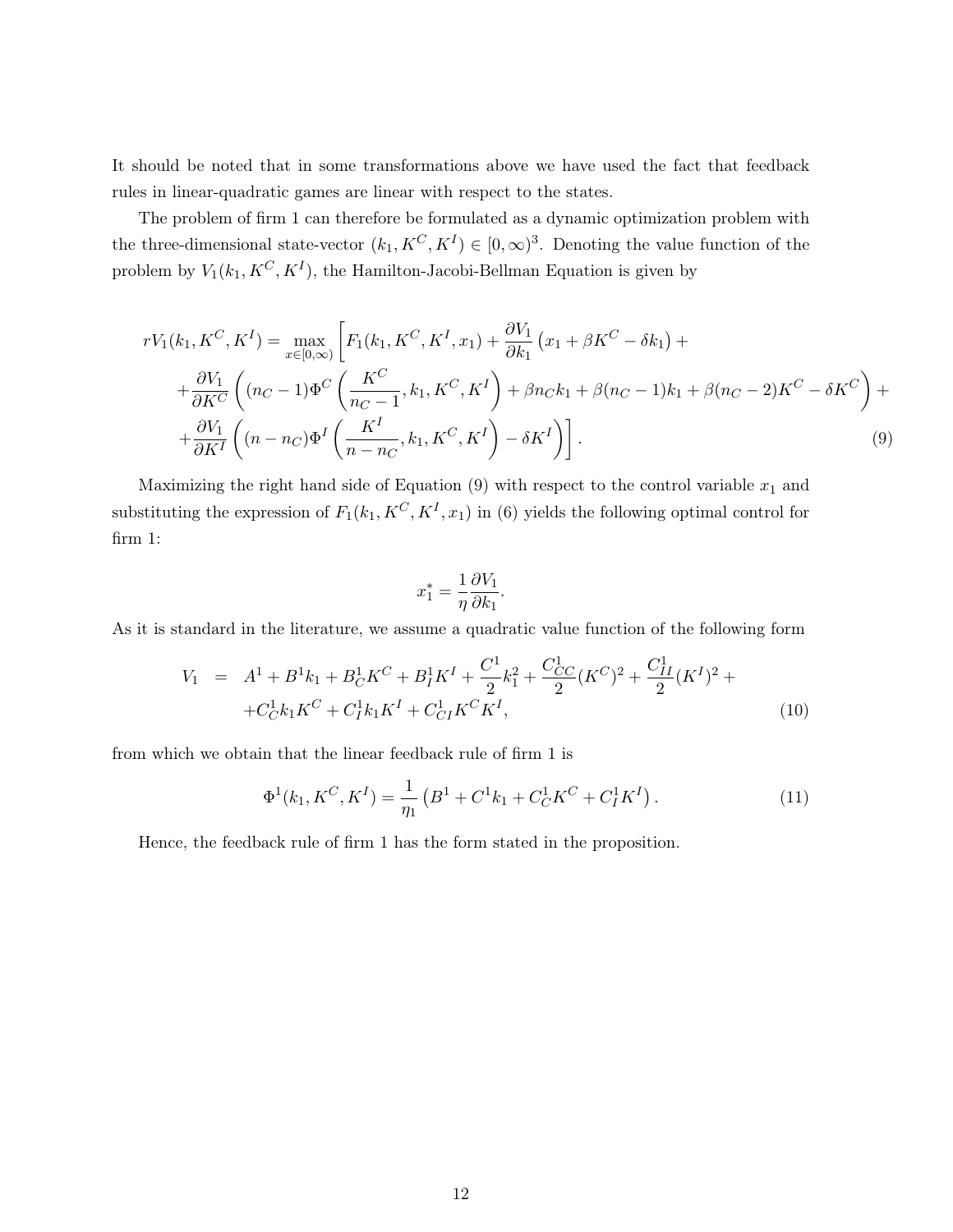It should be noted that in some transformations above we have used the fact that feedback rules in linear-quadratic games are linear with respect to the states.

The problem of firm 1 can therefore be formulated as a dynamic optimization problem with the three-dimensional state-vector $(k_1, K^C, K^I) \in [0, \infty)^3$. Denoting the value function of the problem by $V_1(k_1, K^C, K^I)$, the Hamilton-Jacobi-Bellman Equation is given by

$$
\begin{aligned}
rV_1(k_1, K^C, K^I) = \max_{x \in [0,\infty)} \Bigg[ & F_1(k_1, K^C, K^I, x_1) + \frac{\partial V_1}{\partial k_1}\left(x_1 + \beta K^C - \delta k_1\right) + \\
& + \frac{\partial V_1}{\partial K^C}\left((n_C - 1)\Phi^C\left(\frac{K^C}{n_C - 1}, k_1, K^C, K^I\right) + \beta n_C k_1 + \beta(n_C - 1)k_1 + \beta(n_C - 2)K^C - \delta K^C\right) + \\
& + \frac{\partial V_1}{\partial K^I}\left((n - n_C)\Phi^I\left(\frac{K^I}{n - n_C}, k_1, K^C, K^I\right) - \delta K^I\right)\Bigg]. \qquad (9)
\end{aligned}
$$

Maximizing the right hand side of Equation (9) with respect to the control variable $x_1$ and substituting the expression of $F_1(k_1, K^C, K^I, x_1)$ in (6) yields the following optimal control for firm 1:

$$
x_1^* = \frac{1}{\eta}\frac{\partial V_1}{\partial k_1}.
$$

As it is standard in the literature, we assume a quadratic value function of the following form

$$
\begin{aligned}
V_1 \;=\;& A^1 + B^1 k_1 + B_C^1 K^C + B_I^1 K^I + \frac{C^1}{2}k_1^2 + \frac{C_{CC}^1}{2}(K^C)^2 + \frac{C_{II}^1}{2}(K^I)^2 + \\
& + C_C^1 k_1 K^C + C_I^1 k_1 K^I + C_{CI}^1 K^C K^I, \qquad (10)
\end{aligned}
$$

from which we obtain that the linear feedback rule of firm 1 is

$$
\Phi^1(k_1, K^C, K^I) = \frac{1}{\eta_1}\left(B^1 + C^1 k_1 + C_C^1 K^C + C_I^1 K^I\right). \qquad (11)
$$

Hence, the feedback rule of firm 1 has the form stated in the proposition.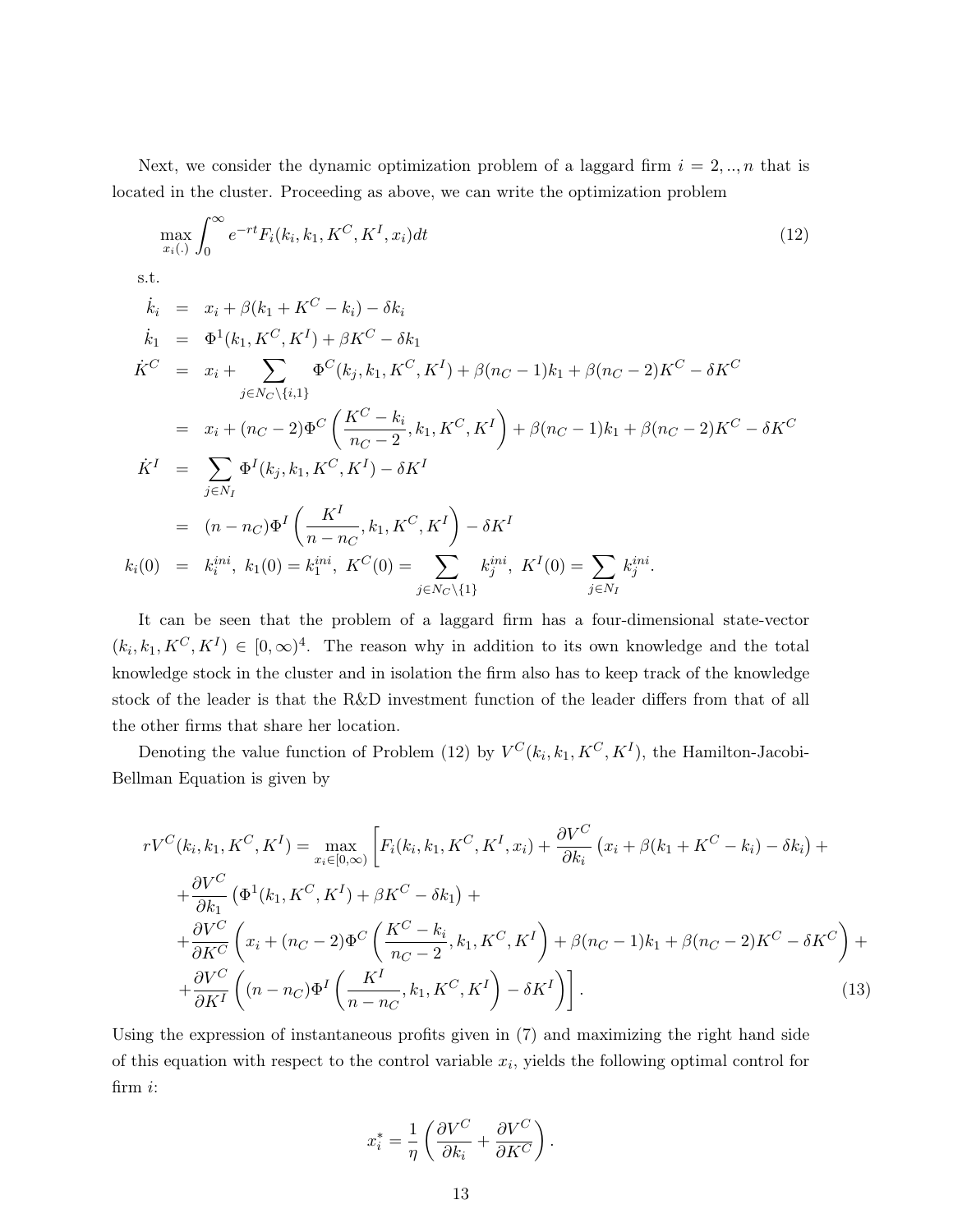Next, we consider the dynamic optimization problem of a laggard firm $i = 2, .., n$ that is located in the cluster. Proceeding as above, we can write the optimization problem

$$\max_{x_i(.)} \int_0^\infty e^{-rt} F_i(k_i, k_1, K^C, K^I, x_i) dt \tag{12}$$

s.t.

$$\begin{aligned}
\dot{k}_i &= x_i + \beta(k_1 + K^C - k_i) - \delta k_i \\
\dot{k}_1 &= \Phi^1(k_1, K^C, K^I) + \beta K^C - \delta k_1 \\
\dot{K^C} &= x_i + \sum_{j \in N_C \setminus \{i,1\}} \Phi^C(k_j, k_1, K^C, K^I) + \beta(n_C - 1)k_1 + \beta(n_C - 2)K^C - \delta K^C \\
&= x_i + (n_C - 2)\Phi^C\left(\frac{K^C - k_i}{n_C - 2}, k_1, K^C, K^I\right) + \beta(n_C - 1)k_1 + \beta(n_C - 2)K^C - \delta K^C \\
\dot{K}^I &= \sum_{j \in N_I} \Phi^I(k_j, k_1, K^C, K^I) - \delta K^I \\
&= (n - n_C)\Phi^I\left(\frac{K^I}{n - n_C}, k_1, K^C, K^I\right) - \delta K^I \\
k_i(0) &= k_i^{ini}, \ k_1(0) = k_1^{ini}, \ K^C(0) = \sum_{j \in N_C \setminus \{1\}} k_j^{ini}, \ K^I(0) = \sum_{j \in N_I} k_j^{ini}.
\end{aligned}$$

It can be seen that the problem of a laggard firm has a four-dimensional state-vector $(k_i, k_1, K^C, K^I) \in [0, \infty)^4$. The reason why in addition to its own knowledge and the total knowledge stock in the cluster and in isolation the firm also has to keep track of the knowledge stock of the leader is that the R&D investment function of the leader differs from that of all the other firms that share her location.

Denoting the value function of Problem (12) by $V^C(k_i, k_1, K^C, K^I)$, the Hamilton-Jacobi-Bellman Equation is given by

$$\begin{aligned}
rV^C(k_i, k_1, K^C, K^I) = \max_{x_i \in [0,\infty)} \Bigg[ & F_i(k_i, k_1, K^C, K^I, x_i) + \frac{\partial V^C}{\partial k_i}\left(x_i + \beta(k_1 + K^C - k_i) - \delta k_i\right) + \\
& + \frac{\partial V^C}{\partial k_1}\left(\Phi^1(k_1, K^C, K^I) + \beta K^C - \delta k_1\right) + \\
& + \frac{\partial V^C}{\partial K^C}\left(x_i + (n_C - 2)\Phi^C\left(\frac{K^C - k_i}{n_C - 2}, k_1, K^C, K^I\right) + \beta(n_C - 1)k_1 + \beta(n_C - 2)K^C - \delta K^C\right) + \\
& + \frac{\partial V^C}{\partial K^I}\left((n - n_C)\Phi^I\left(\frac{K^I}{n - n_C}, k_1, K^C, K^I\right) - \delta K^I\right)\Bigg].
\end{aligned} \tag{13}$$

Using the expression of instantaneous profits given in (7) and maximizing the right hand side of this equation with respect to the control variable $x_i$, yields the following optimal control for firm $i$:

$$x_i^* = \frac{1}{\eta}\left(\frac{\partial V^C}{\partial k_i} + \frac{\partial V^C}{\partial K^C}\right).$$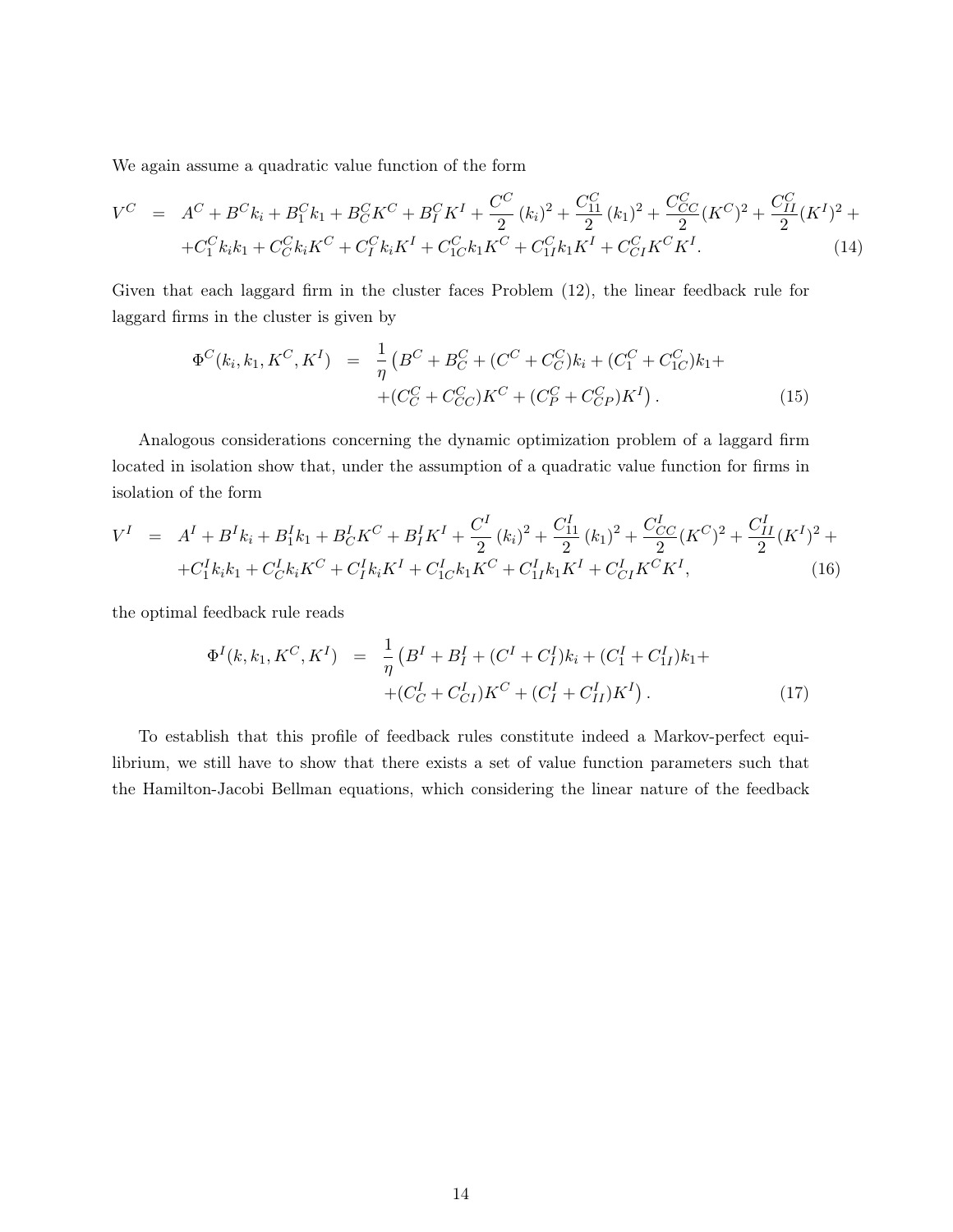We again assume a quadratic value function of the form

$$
\begin{aligned}
V^C \quad = \quad & A^C + B^C k_i + B_1^C k_1 + B_C^C K^C + B_I^C K^I + \frac{C^C}{2}(k_i)^2 + \frac{C_{11}^C}{2}(k_1)^2 + \frac{C_{CC}^C}{2}(K^C)^2 + \frac{C_{II}^C}{2}(K^I)^2 + \\
& + C_1^C k_i k_1 + C_C^C k_i K^C + C_I^C k_i K^I + C_{1C}^C k_1 K^C + C_{1I}^C k_1 K^I + C_{CI}^C K^C K^I. \qquad (14)
\end{aligned}
$$

Given that each laggard firm in the cluster faces Problem (12), the linear feedback rule for laggard firms in the cluster is given by

$$
\begin{aligned}
\Phi^C(k_i, k_1, K^C, K^I) \quad = \quad & \frac{1}{\eta}\left(B^C + B_C^C + (C^C + C_C^C)k_i + (C_1^C + C_{1C}^C)k_1 + \right. \\
& \left. + (C_C^C + C_{CC}^C)K^C + (C_P^C + C_{CP}^C)K^I\right). \qquad (15)
\end{aligned}
$$

Analogous considerations concerning the dynamic optimization problem of a laggard firm located in isolation show that, under the assumption of a quadratic value function for firms in isolation of the form

$$
\begin{aligned}
V^I \quad = \quad & A^I + B^I k_i + B_1^I k_1 + B_C^I K^C + B_I^I K^I + \frac{C^I}{2}(k_i)^2 + \frac{C_{11}^I}{2}(k_1)^2 + \frac{C_{CC}^I}{2}(K^C)^2 + \frac{C_{II}^I}{2}(K^I)^2 + \\
& + C_1^I k_i k_1 + C_C^I k_i K^C + C_I^I k_i K^I + C_{1C}^I k_1 K^C + C_{1I}^I k_1 K^I + C_{CI}^I K^C K^I, \qquad (16)
\end{aligned}
$$

the optimal feedback rule reads

$$
\begin{aligned}
\Phi^I(k, k_1, K^C, K^I) \quad = \quad & \frac{1}{\eta}\left(B^I + B_I^I + (C^I + C_I^I)k_i + (C_1^I + C_{1I}^I)k_1 + \right. \\
& \left. + (C_C^I + C_{CI}^I)K^C + (C_I^I + C_{II}^I)K^I\right). \qquad (17)
\end{aligned}
$$

To establish that this profile of feedback rules constitute indeed a Markov-perfect equilibrium, we still have to show that there exists a set of value function parameters such that the Hamilton-Jacobi Bellman equations, which considering the linear nature of the feedback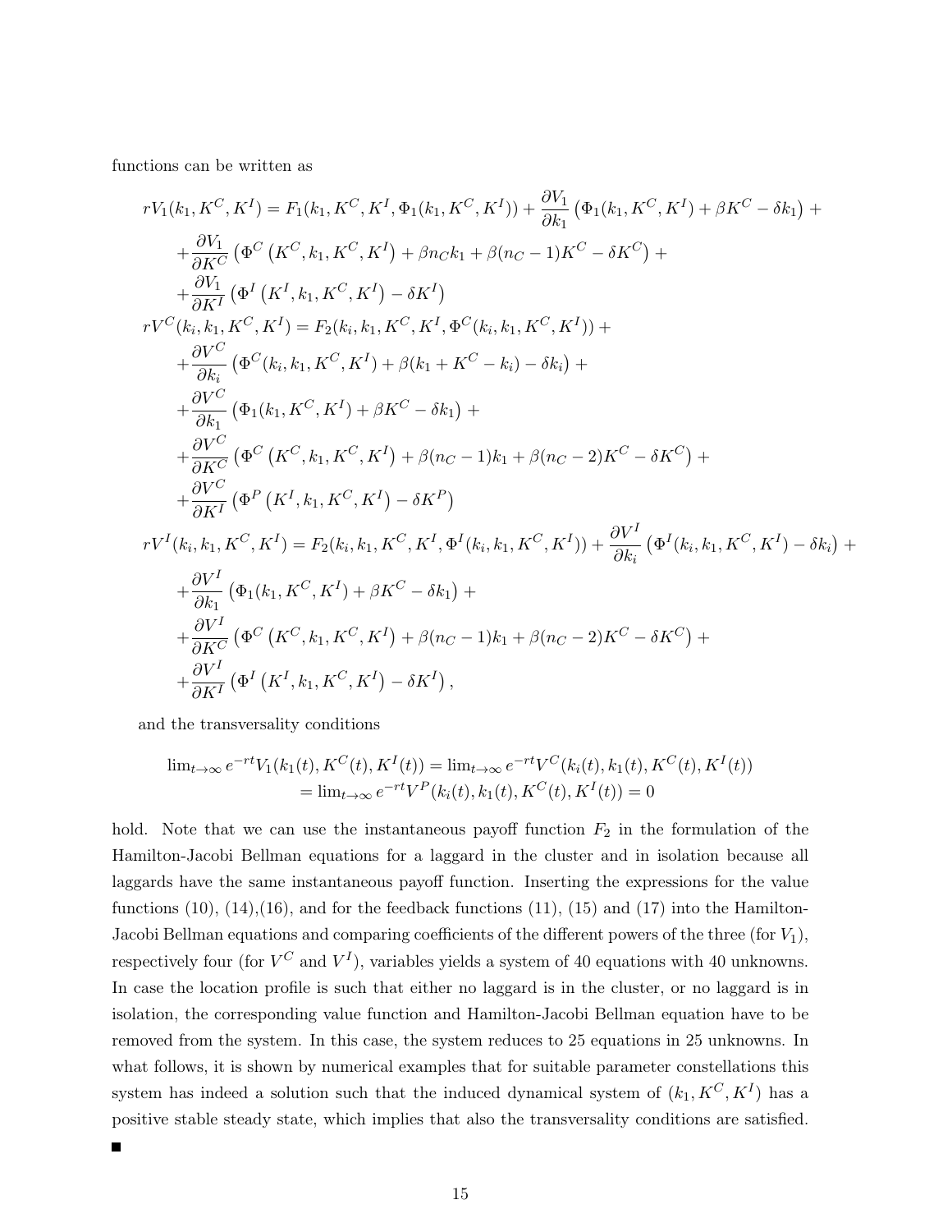functions can be written as

$$
\begin{aligned}
rV_1(k_1, K^C, K^I) &= F_1(k_1, K^C, K^I, \Phi_1(k_1, K^C, K^I)) + \frac{\partial V_1}{\partial k_1}\left(\Phi_1(k_1, K^C, K^I) + \beta K^C - \delta k_1\right) + \\
&+ \frac{\partial V_1}{\partial K^C}\left(\Phi^C\left(K^C, k_1, K^C, K^I\right) + \beta n_C k_1 + \beta(n_C - 1)K^C - \delta K^C\right) + \\
&+ \frac{\partial V_1}{\partial K^I}\left(\Phi^I\left(K^I, k_1, K^C, K^I\right) - \delta K^I\right) \\
rV^C(k_i, k_1, K^C, K^I) &= F_2(k_i, k_1, K^C, K^I, \Phi^C(k_i, k_1, K^C, K^I)) + \\
&+ \frac{\partial V^C}{\partial k_i}\left(\Phi^C(k_i, k_1, K^C, K^I) + \beta(k_1 + K^C - k_i) - \delta k_i\right) + \\
&+ \frac{\partial V^C}{\partial k_1}\left(\Phi_1(k_1, K^C, K^I) + \beta K^C - \delta k_1\right) + \\
&+ \frac{\partial V^C}{\partial K^C}\left(\Phi^C\left(K^C, k_1, K^C, K^I\right) + \beta(n_C - 1)k_1 + \beta(n_C - 2)K^C - \delta K^C\right) + \\
&+ \frac{\partial V^C}{\partial K^I}\left(\Phi^P\left(K^I, k_1, K^C, K^I\right) - \delta K^P\right) \\
rV^I(k_i, k_1, K^C, K^I) &= F_2(k_i, k_1, K^C, K^I, \Phi^I(k_i, k_1, K^C, K^I)) + \frac{\partial V^I}{\partial k_i}\left(\Phi^I(k_i, k_1, K^C, K^I) - \delta k_i\right) + \\
&+ \frac{\partial V^I}{\partial k_1}\left(\Phi_1(k_1, K^C, K^I) + \beta K^C - \delta k_1\right) + \\
&+ \frac{\partial V^I}{\partial K^C}\left(\Phi^C\left(K^C, k_1, K^C, K^I\right) + \beta(n_C - 1)k_1 + \beta(n_C - 2)K^C - \delta K^C\right) + \\
&+ \frac{\partial V^I}{\partial K^I}\left(\Phi^I\left(K^I, k_1, K^C, K^I\right) - \delta K^I\right),
\end{aligned}
$$

and the transversality conditions

$$
\begin{aligned}
\lim_{t\to\infty} e^{-rt} V_1(k_1(t), K^C(t), K^I(t)) &= \lim_{t\to\infty} e^{-rt} V^C(k_i(t), k_1(t), K^C(t), K^I(t)) \\
&= \lim_{t\to\infty} e^{-rt} V^P(k_i(t), k_1(t), K^C(t), K^I(t)) = 0
\end{aligned}
$$

hold. Note that we can use the instantaneous payoff function $F_2$ in the formulation of the Hamilton-Jacobi Bellman equations for a laggard in the cluster and in isolation because all laggards have the same instantaneous payoff function. Inserting the expressions for the value functions (10), (14),(16), and for the feedback functions (11), (15) and (17) into the Hamilton-Jacobi Bellman equations and comparing coefficients of the different powers of the three (for $V_1$), respectively four (for $V^C$ and $V^I$), variables yields a system of 40 equations with 40 unknowns. In case the location profile is such that either no laggard is in the cluster, or no laggard is in isolation, the corresponding value function and Hamilton-Jacobi Bellman equation have to be removed from the system. In this case, the system reduces to 25 equations in 25 unknowns. In what follows, it is shown by numerical examples that for suitable parameter constellations this system has indeed a solution such that the induced dynamical system of $(k_1, K^C, K^I)$ has a positive stable steady state, which implies that also the transversality conditions are satisfied. ■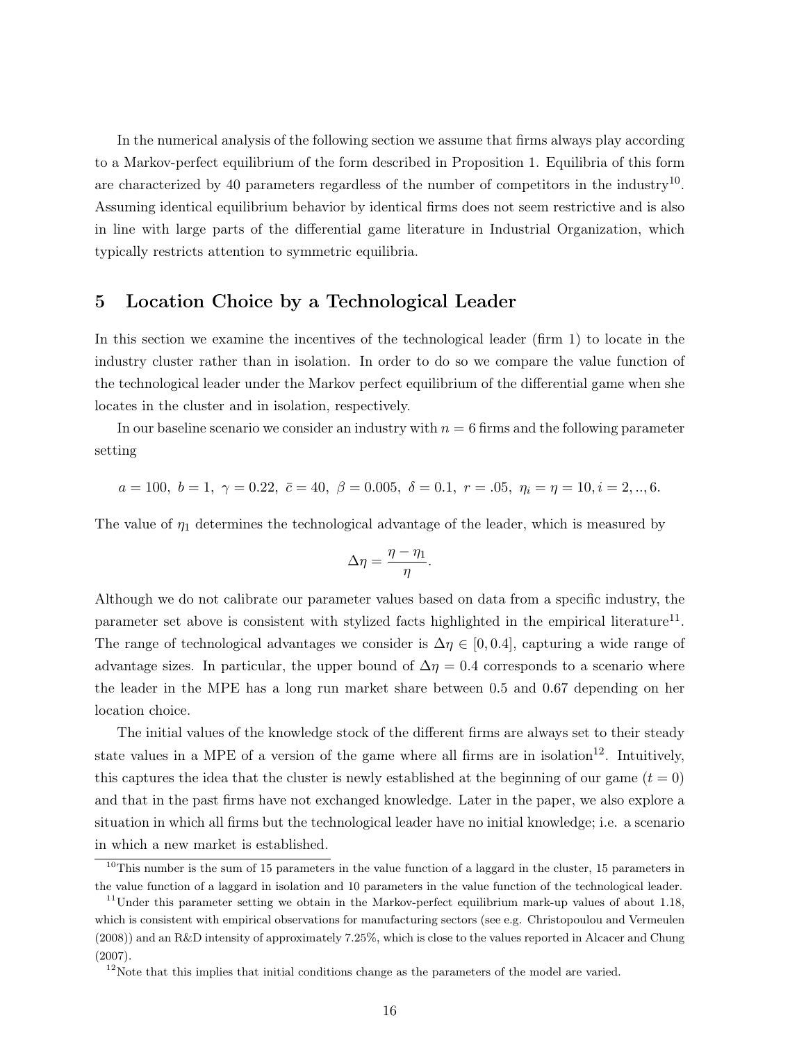In the numerical analysis of the following section we assume that firms always play according to a Markov-perfect equilibrium of the form described in Proposition 1. Equilibria of this form are characterized by 40 parameters regardless of the number of competitors in the industry[10]. Assuming identical equilibrium behavior by identical firms does not seem restrictive and is also in line with large parts of the differential game literature in Industrial Organization, which typically restricts attention to symmetric equilibria.

## 5 Location Choice by a Technological Leader

In this section we examine the incentives of the technological leader (firm 1) to locate in the industry cluster rather than in isolation. In order to do so we compare the value function of the technological leader under the Markov perfect equilibrium of the differential game when she locates in the cluster and in isolation, respectively.

In our baseline scenario we consider an industry with $n = 6$ firms and the following parameter setting

$$a = 100,\ b = 1,\ \gamma = 0.22,\ \bar{c} = 40,\ \beta = 0.005,\ \delta = 0.1,\ r = .05,\ \eta_i = \eta = 10, i = 2, .., 6.$$

The value of $\eta_1$ determines the technological advantage of the leader, which is measured by

$$\Delta\eta = \frac{\eta - \eta_1}{\eta}.$$

Although we do not calibrate our parameter values based on data from a specific industry, the parameter set above is consistent with stylized facts highlighted in the empirical literature[11]. The range of technological advantages we consider is $\Delta\eta \in [0, 0.4]$, capturing a wide range of advantage sizes. In particular, the upper bound of $\Delta\eta = 0.4$ corresponds to a scenario where the leader in the MPE has a long run market share between 0.5 and 0.67 depending on her location choice.

The initial values of the knowledge stock of the different firms are always set to their steady state values in a MPE of a version of the game where all firms are in isolation[12]. Intuitively, this captures the idea that the cluster is newly established at the beginning of our game ($t = 0$) and that in the past firms have not exchanged knowledge. Later in the paper, we also explore a situation in which all firms but the technological leader have no initial knowledge; i.e. a scenario in which a new market is established.

[10] This number is the sum of 15 parameters in the value function of a laggard in the cluster, 15 parameters in the value function of a laggard in isolation and 10 parameters in the value function of the technological leader.

[11] Under this parameter setting we obtain in the Markov-perfect equilibrium mark-up values of about 1.18, which is consistent with empirical observations for manufacturing sectors (see e.g. Christopoulou and Vermeulen (2008)) and an R&D intensity of approximately 7.25%, which is close to the values reported in Alcacer and Chung (2007).

[12] Note that this implies that initial conditions change as the parameters of the model are varied.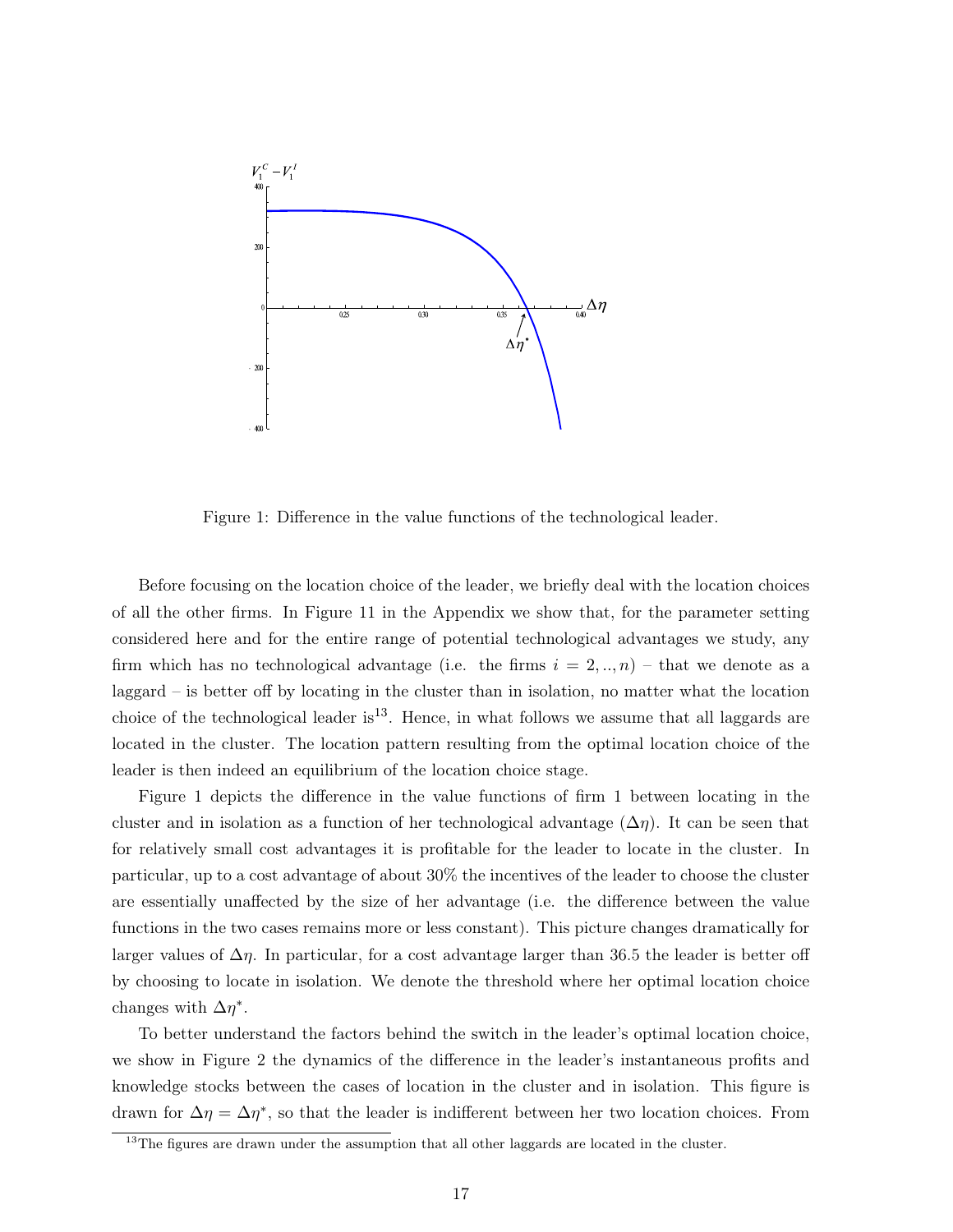Figure 1: Difference in the value functions of the technological leader.

Before focusing on the location choice of the leader, we briefly deal with the location choices of all the other firms. In Figure 11 in the Appendix we show that, for the parameter setting considered here and for the entire range of potential technological advantages we study, any firm which has no technological advantage (i.e. the firms $i = 2, .., n$) – that we denote as a laggard – is better off by locating in the cluster than in isolation, no matter what the location choice of the technological leader is[13]. Hence, in what follows we assume that all laggards are located in the cluster. The location pattern resulting from the optimal location choice of the leader is then indeed an equilibrium of the location choice stage.

Figure 1 depicts the difference in the value functions of firm 1 between locating in the cluster and in isolation as a function of her technological advantage ($\Delta\eta$). It can be seen that for relatively small cost advantages it is profitable for the leader to locate in the cluster. In particular, up to a cost advantage of about 30% the incentives of the leader to choose the cluster are essentially unaffected by the size of her advantage (i.e. the difference between the value functions in the two cases remains more or less constant). This picture changes dramatically for larger values of $\Delta\eta$. In particular, for a cost advantage larger than 36.5 the leader is better off by choosing to locate in isolation. We denote the threshold where her optimal location choice changes with $\Delta\eta^*$.

To better understand the factors behind the switch in the leader's optimal location choice, we show in Figure 2 the dynamics of the difference in the leader's instantaneous profits and knowledge stocks between the cases of location in the cluster and in isolation. This figure is drawn for $\Delta\eta = \Delta\eta^*$, so that the leader is indifferent between her two location choices. From

[13] The figures are drawn under the assumption that all other laggards are located in the cluster.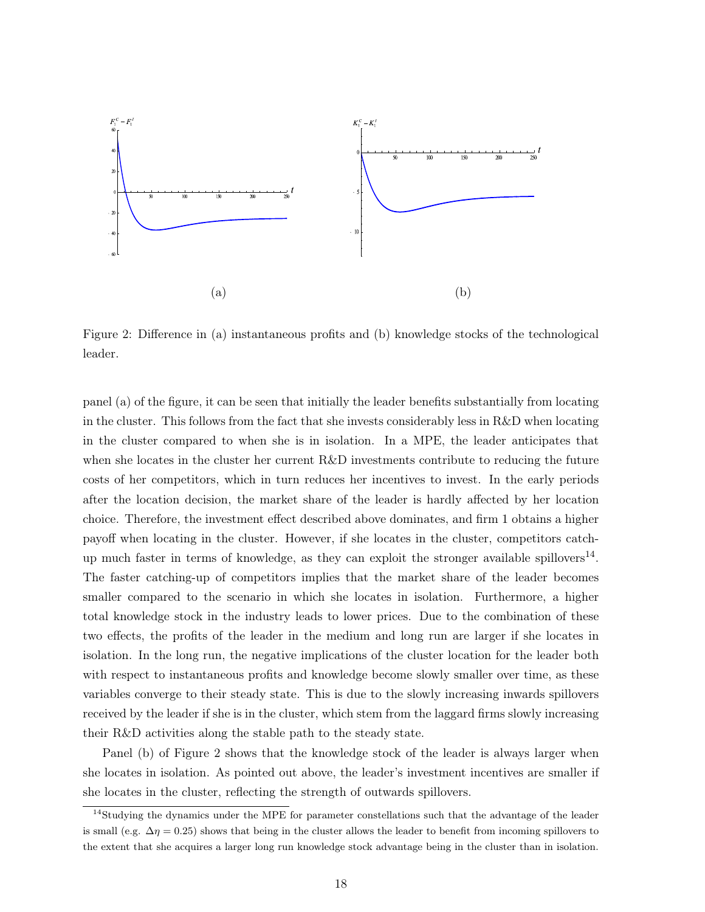Figure 2: Difference in (a) instantaneous profits and (b) knowledge stocks of the technological leader.

panel (a) of the figure, it can be seen that initially the leader benefits substantially from locating in the cluster. This follows from the fact that she invests considerably less in R&D when locating in the cluster compared to when she is in isolation. In a MPE, the leader anticipates that when she locates in the cluster her current R&D investments contribute to reducing the future costs of her competitors, which in turn reduces her incentives to invest. In the early periods after the location decision, the market share of the leader is hardly affected by her location choice. Therefore, the investment effect described above dominates, and firm 1 obtains a higher payoff when locating in the cluster. However, if she locates in the cluster, competitors catch-up much faster in terms of knowledge, as they can exploit the stronger available spillovers[14]. The faster catching-up of competitors implies that the market share of the leader becomes smaller compared to the scenario in which she locates in isolation. Furthermore, a higher total knowledge stock in the industry leads to lower prices. Due to the combination of these two effects, the profits of the leader in the medium and long run are larger if she locates in isolation. In the long run, the negative implications of the cluster location for the leader both with respect to instantaneous profits and knowledge become slowly smaller over time, as these variables converge to their steady state. This is due to the slowly increasing inwards spillovers received by the leader if she is in the cluster, which stem from the laggard firms slowly increasing their R&D activities along the stable path to the steady state.

Panel (b) of Figure 2 shows that the knowledge stock of the leader is always larger when she locates in isolation. As pointed out above, the leader's investment incentives are smaller if she locates in the cluster, reflecting the strength of outwards spillovers.

[14]Studying the dynamics under the MPE for parameter constellations such that the advantage of the leader is small (e.g. $\Delta\eta = 0.25$) shows that being in the cluster allows the leader to benefit from incoming spillovers to the extent that she acquires a larger long run knowledge stock advantage being in the cluster than in isolation.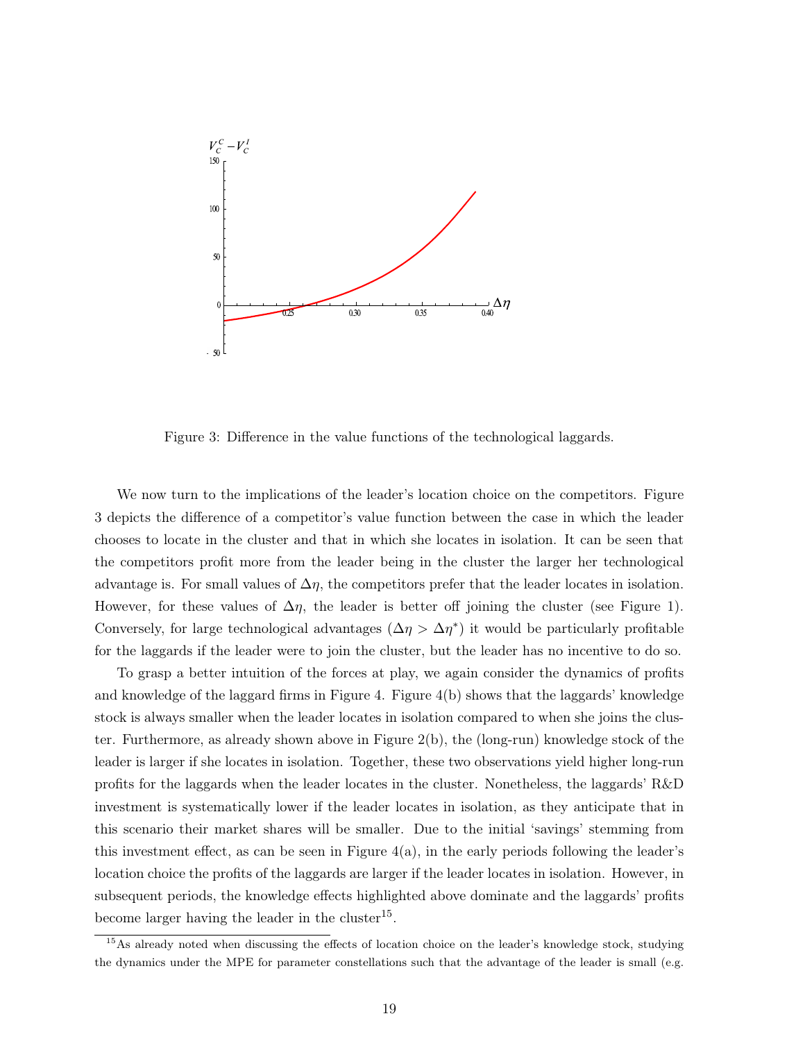Figure 3: Difference in the value functions of the technological laggards.

We now turn to the implications of the leader's location choice on the competitors. Figure 3 depicts the difference of a competitor's value function between the case in which the leader chooses to locate in the cluster and that in which she locates in isolation. It can be seen that the competitors profit more from the leader being in the cluster the larger her technological advantage is. For small values of $\Delta\eta$, the competitors prefer that the leader locates in isolation. However, for these values of $\Delta\eta$, the leader is better off joining the cluster (see Figure 1). Conversely, for large technological advantages ($\Delta\eta > \Delta\eta^*$) it would be particularly profitable for the laggards if the leader were to join the cluster, but the leader has no incentive to do so.

To grasp a better intuition of the forces at play, we again consider the dynamics of profits and knowledge of the laggard firms in Figure 4. Figure 4(b) shows that the laggards' knowledge stock is always smaller when the leader locates in isolation compared to when she joins the cluster. Furthermore, as already shown above in Figure 2(b), the (long-run) knowledge stock of the leader is larger if she locates in isolation. Together, these two observations yield higher long-run profits for the laggards when the leader locates in the cluster. Nonetheless, the laggards' R&D investment is systematically lower if the leader locates in isolation, as they anticipate that in this scenario their market shares will be smaller. Due to the initial 'savings' stemming from this investment effect, as can be seen in Figure 4(a), in the early periods following the leader's location choice the profits of the laggards are larger if the leader locates in isolation. However, in subsequent periods, the knowledge effects highlighted above dominate and the laggards' profits become larger having the leader in the cluster[15].

[15] As already noted when discussing the effects of location choice on the leader's knowledge stock, studying the dynamics under the MPE for parameter constellations such that the advantage of the leader is small (e.g.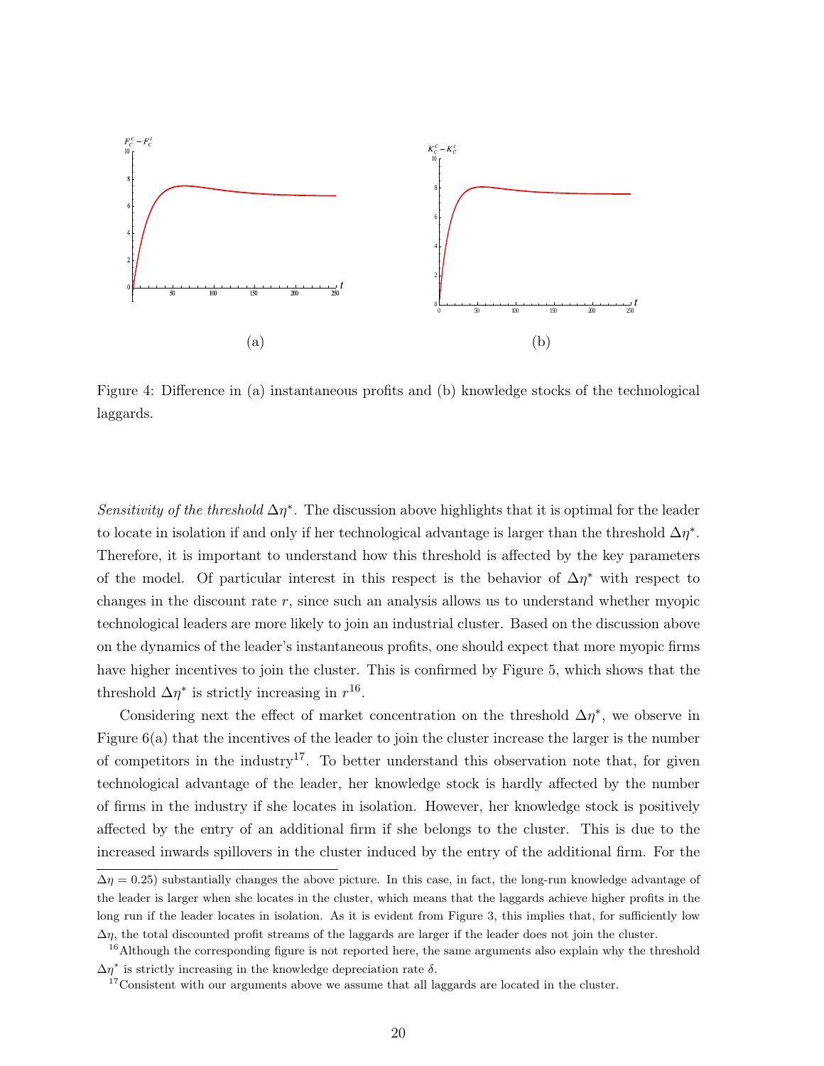(a)

(b)

Figure 4: Difference in (a) instantaneous profits and (b) knowledge stocks of the technological laggards.

*Sensitivity of the threshold* $\Delta\eta^*$. The discussion above highlights that it is optimal for the leader to locate in isolation if and only if her technological advantage is larger than the threshold $\Delta\eta^*$. Therefore, it is important to understand how this threshold is affected by the key parameters of the model. Of particular interest in this respect is the behavior of $\Delta\eta^*$ with respect to changes in the discount rate $r$, since such an analysis allows us to understand whether myopic technological leaders are more likely to join an industrial cluster. Based on the discussion above on the dynamics of the leader's instantaneous profits, one should expect that more myopic firms have higher incentives to join the cluster. This is confirmed by Figure 5, which shows that the threshold $\Delta\eta^*$ is strictly increasing in $r$[16].

Considering next the effect of market concentration on the threshold $\Delta\eta^*$, we observe in Figure 6(a) that the incentives of the leader to join the cluster increase the larger is the number of competitors in the industry[17]. To better understand this observation note that, for given technological advantage of the leader, her knowledge stock is hardly affected by the number of firms in the industry if she locates in isolation. However, her knowledge stock is positively affected by the entry of an additional firm if she belongs to the cluster. This is due to the increased inwards spillovers in the cluster induced by the entry of the additional firm. For the

$\Delta\eta = 0.25$) substantially changes the above picture. In this case, in fact, the long-run knowledge advantage of the leader is larger when she locates in the cluster, which means that the laggards achieve higher profits in the long run if the leader locates in isolation. As it is evident from Figure 3, this implies that, for sufficiently low $\Delta\eta$, the total discounted profit streams of the laggards are larger if the leader does not join the cluster.

[16] Although the corresponding figure is not reported here, the same arguments also explain why the threshold $\Delta\eta^*$ is strictly increasing in the knowledge depreciation rate $\delta$.

[17] Consistent with our arguments above we assume that all laggards are located in the cluster.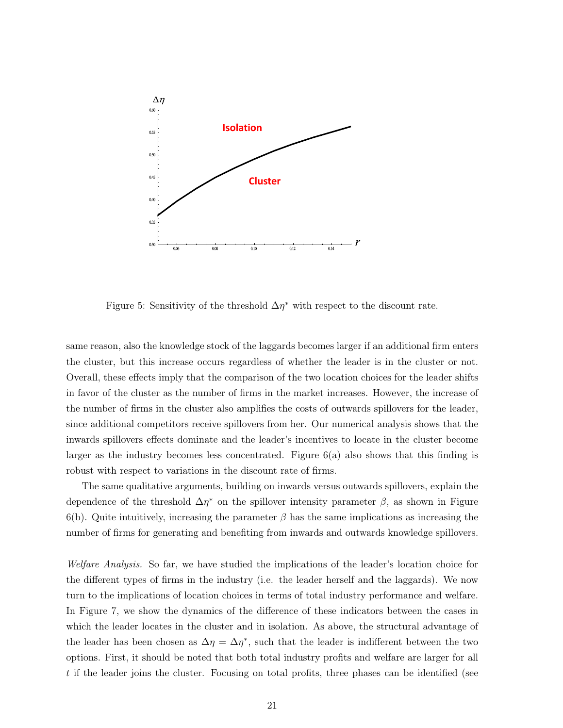Figure 5: Sensitivity of the threshold $\Delta\eta^*$ with respect to the discount rate.

same reason, also the knowledge stock of the laggards becomes larger if an additional firm enters the cluster, but this increase occurs regardless of whether the leader is in the cluster or not. Overall, these effects imply that the comparison of the two location choices for the leader shifts in favor of the cluster as the number of firms in the market increases. However, the increase of the number of firms in the cluster also amplifies the costs of outwards spillovers for the leader, since additional competitors receive spillovers from her. Our numerical analysis shows that the inwards spillovers effects dominate and the leader's incentives to locate in the cluster become larger as the industry becomes less concentrated. Figure 6(a) also shows that this finding is robust with respect to variations in the discount rate of firms.

The same qualitative arguments, building on inwards versus outwards spillovers, explain the dependence of the threshold $\Delta\eta^*$ on the spillover intensity parameter $\beta$, as shown in Figure 6(b). Quite intuitively, increasing the parameter $\beta$ has the same implications as increasing the number of firms for generating and benefiting from inwards and outwards knowledge spillovers.

*Welfare Analysis.* So far, we have studied the implications of the leader's location choice for the different types of firms in the industry (i.e. the leader herself and the laggards). We now turn to the implications of location choices in terms of total industry performance and welfare. In Figure 7, we show the dynamics of the difference of these indicators between the cases in which the leader locates in the cluster and in isolation. As above, the structural advantage of the leader has been chosen as $\Delta\eta = \Delta\eta^*$, such that the leader is indifferent between the two options. First, it should be noted that both total industry profits and welfare are larger for all $t$ if the leader joins the cluster. Focusing on total profits, three phases can be identified (see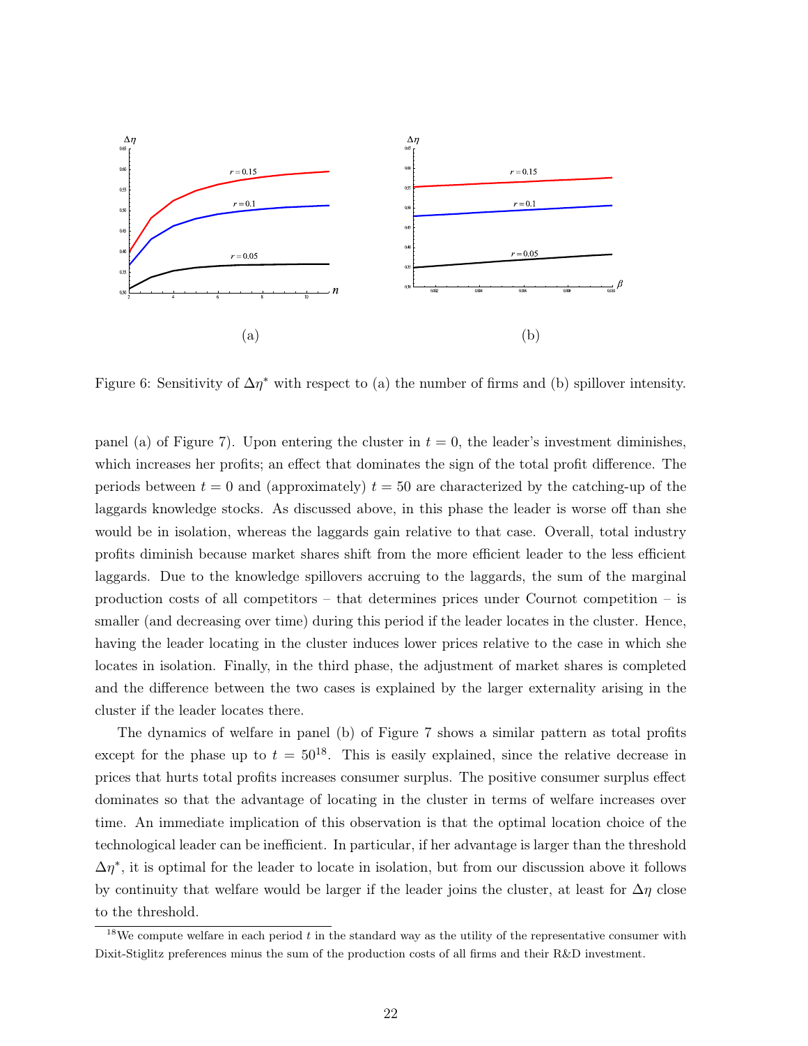Figure 6: Sensitivity of $\Delta\eta^*$ with respect to (a) the number of firms and (b) spillover intensity.

panel (a) of Figure 7). Upon entering the cluster in $t = 0$, the leader's investment diminishes, which increases her profits; an effect that dominates the sign of the total profit difference. The periods between $t = 0$ and (approximately) $t = 50$ are characterized by the catching-up of the laggards knowledge stocks. As discussed above, in this phase the leader is worse off than she would be in isolation, whereas the laggards gain relative to that case. Overall, total industry profits diminish because market shares shift from the more efficient leader to the less efficient laggards. Due to the knowledge spillovers accruing to the laggards, the sum of the marginal production costs of all competitors – that determines prices under Cournot competition – is smaller (and decreasing over time) during this period if the leader locates in the cluster. Hence, having the leader locating in the cluster induces lower prices relative to the case in which she locates in isolation. Finally, in the third phase, the adjustment of market shares is completed and the difference between the two cases is explained by the larger externality arising in the cluster if the leader locates there.

The dynamics of welfare in panel (b) of Figure 7 shows a similar pattern as total profits except for the phase up to $t = 50$[18]. This is easily explained, since the relative decrease in prices that hurts total profits increases consumer surplus. The positive consumer surplus effect dominates so that the advantage of locating in the cluster in terms of welfare increases over time. An immediate implication of this observation is that the optimal location choice of the technological leader can be inefficient. In particular, if her advantage is larger than the threshold $\Delta\eta^*$, it is optimal for the leader to locate in isolation, but from our discussion above it follows by continuity that welfare would be larger if the leader joins the cluster, at least for $\Delta\eta$ close to the threshold.

[18] We compute welfare in each period $t$ in the standard way as the utility of the representative consumer with Dixit-Stiglitz preferences minus the sum of the production costs of all firms and their R&D investment.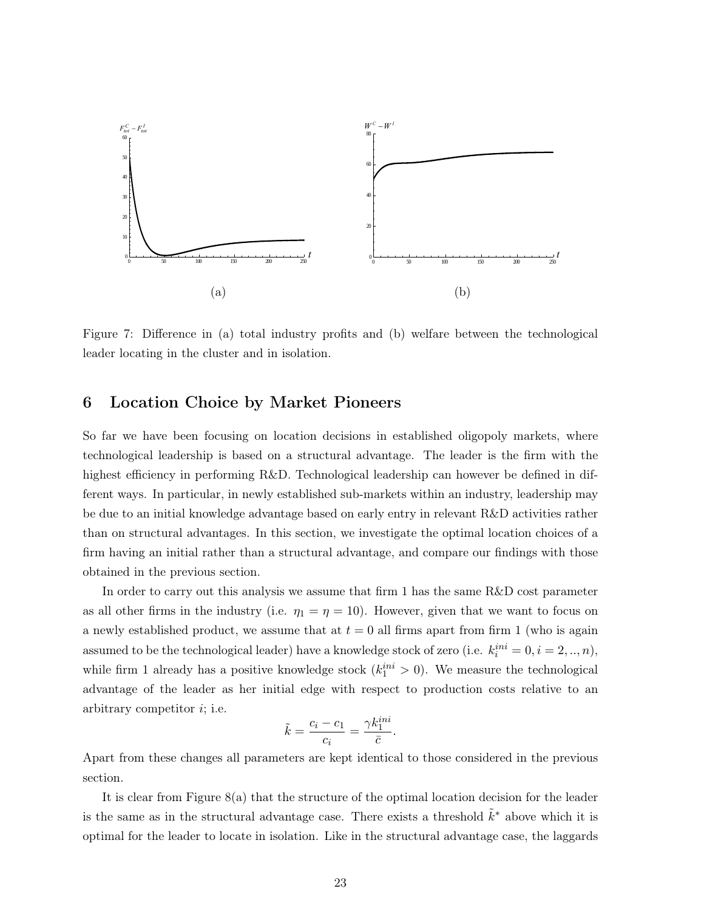(a)

(b)

Figure 7: Difference in (a) total industry profits and (b) welfare between the technological leader locating in the cluster and in isolation.

## 6 Location Choice by Market Pioneers

So far we have been focusing on location decisions in established oligopoly markets, where technological leadership is based on a structural advantage. The leader is the firm with the highest efficiency in performing R&D. Technological leadership can however be defined in different ways. In particular, in newly established sub-markets within an industry, leadership may be due to an initial knowledge advantage based on early entry in relevant R&D activities rather than on structural advantages. In this section, we investigate the optimal location choices of a firm having an initial rather than a structural advantage, and compare our findings with those obtained in the previous section.

In order to carry out this analysis we assume that firm 1 has the same R&D cost parameter as all other firms in the industry (i.e. $\eta_1 = \eta = 10$). However, given that we want to focus on a newly established product, we assume that at $t = 0$ all firms apart from firm 1 (who is again assumed to be the technological leader) have a knowledge stock of zero (i.e. $k_i^{ini} = 0, i = 2, .., n$), while firm 1 already has a positive knowledge stock ($k_1^{ini} > 0$). We measure the technological advantage of the leader as her initial edge with respect to production costs relative to an arbitrary competitor $i$; i.e.

$$\tilde{k} = \frac{c_i - c_1}{c_i} = \frac{\gamma k_1^{ini}}{\bar{c}}.$$

Apart from these changes all parameters are kept identical to those considered in the previous section.

It is clear from Figure 8(a) that the structure of the optimal location decision for the leader is the same as in the structural advantage case. There exists a threshold $\tilde{k}^*$ above which it is optimal for the leader to locate in isolation. Like in the structural advantage case, the laggards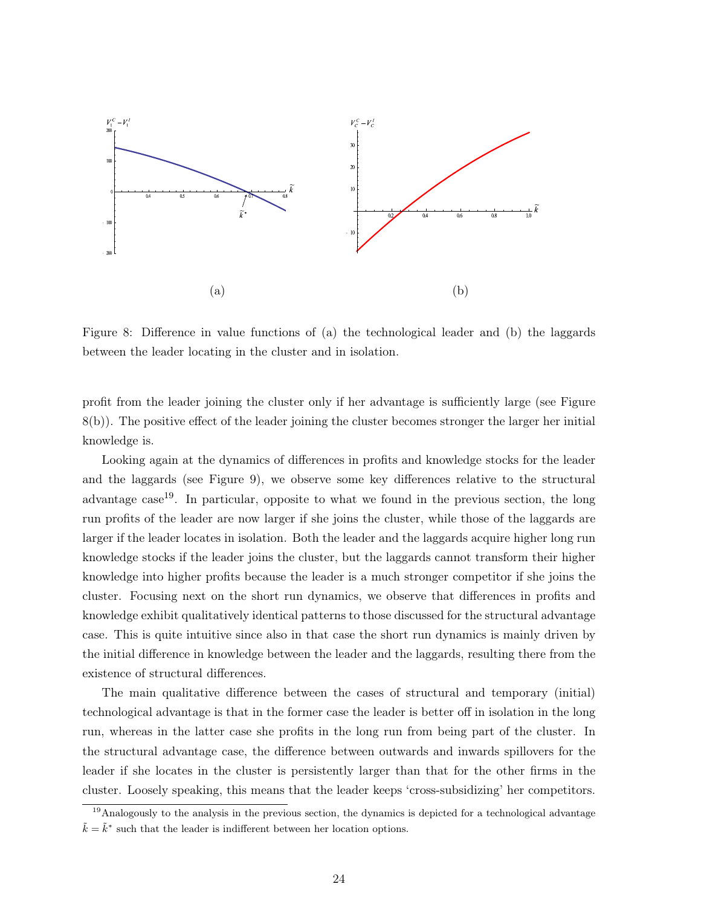Figure 8: Difference in value functions of (a) the technological leader and (b) the laggards between the leader locating in the cluster and in isolation.

profit from the leader joining the cluster only if her advantage is sufficiently large (see Figure 8(b)). The positive effect of the leader joining the cluster becomes stronger the larger her initial knowledge is.

Looking again at the dynamics of differences in profits and knowledge stocks for the leader and the laggards (see Figure 9), we observe some key differences relative to the structural advantage case[19]. In particular, opposite to what we found in the previous section, the long run profits of the leader are now larger if she joins the cluster, while those of the laggards are larger if the leader locates in isolation. Both the leader and the laggards acquire higher long run knowledge stocks if the leader joins the cluster, but the laggards cannot transform their higher knowledge into higher profits because the leader is a much stronger competitor if she joins the cluster. Focusing next on the short run dynamics, we observe that differences in profits and knowledge exhibit qualitatively identical patterns to those discussed for the structural advantage case. This is quite intuitive since also in that case the short run dynamics is mainly driven by the initial difference in knowledge between the leader and the laggards, resulting there from the existence of structural differences.

The main qualitative difference between the cases of structural and temporary (initial) technological advantage is that in the former case the leader is better off in isolation in the long run, whereas in the latter case she profits in the long run from being part of the cluster. In the structural advantage case, the difference between outwards and inwards spillovers for the leader if she locates in the cluster is persistently larger than that for the other firms in the cluster. Loosely speaking, this means that the leader keeps 'cross-subsidizing' her competitors.

[19] Analogously to the analysis in the previous section, the dynamics is depicted for a technological advantage $\tilde{k} = \tilde{k}^*$ such that the leader is indifferent between her location options.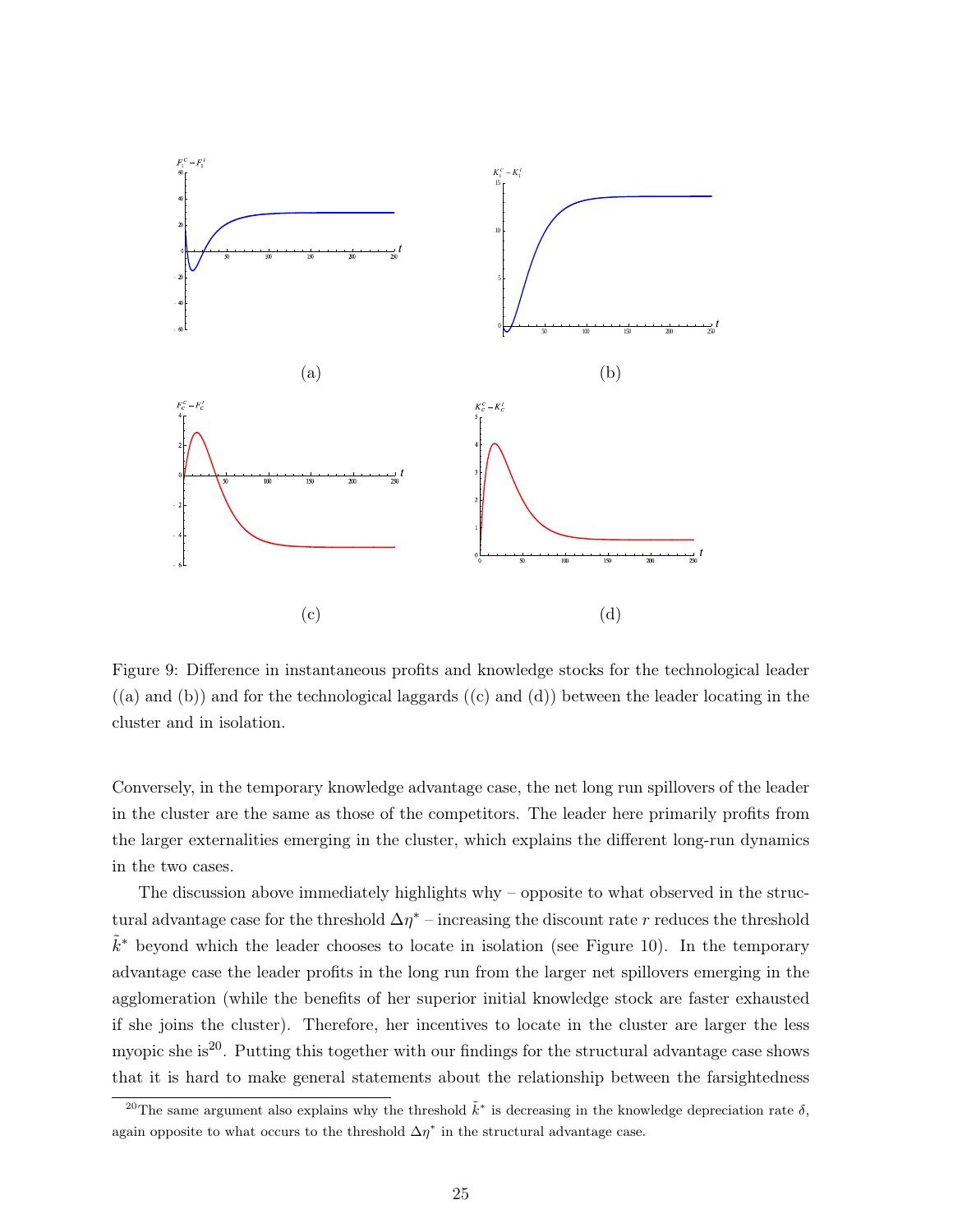(a)

(b)

(c)

(d)

Figure 9: Difference in instantaneous profits and knowledge stocks for the technological leader ((a) and (b)) and for the technological laggards ((c) and (d)) between the leader locating in the cluster and in isolation.

Conversely, in the temporary knowledge advantage case, the net long run spillovers of the leader in the cluster are the same as those of the competitors. The leader here primarily profits from the larger externalities emerging in the cluster, which explains the different long-run dynamics in the two cases.

The discussion above immediately highlights why – opposite to what observed in the structural advantage case for the threshold $\Delta\eta^*$ – increasing the discount rate $r$ reduces the threshold $\tilde{k}^*$ beyond which the leader chooses to locate in isolation (see Figure 10). In the temporary advantage case the leader profits in the long run from the larger net spillovers emerging in the agglomeration (while the benefits of her superior initial knowledge stock are faster exhausted if she joins the cluster). Therefore, her incentives to locate in the cluster are larger the less myopic she is[20]. Putting this together with our findings for the structural advantage case shows that it is hard to make general statements about the relationship between the farsightedness

[20] The same argument also explains why the threshold $\tilde{k}^*$ is decreasing in the knowledge depreciation rate $\delta$, again opposite to what occurs to the threshold $\Delta\eta^*$ in the structural advantage case.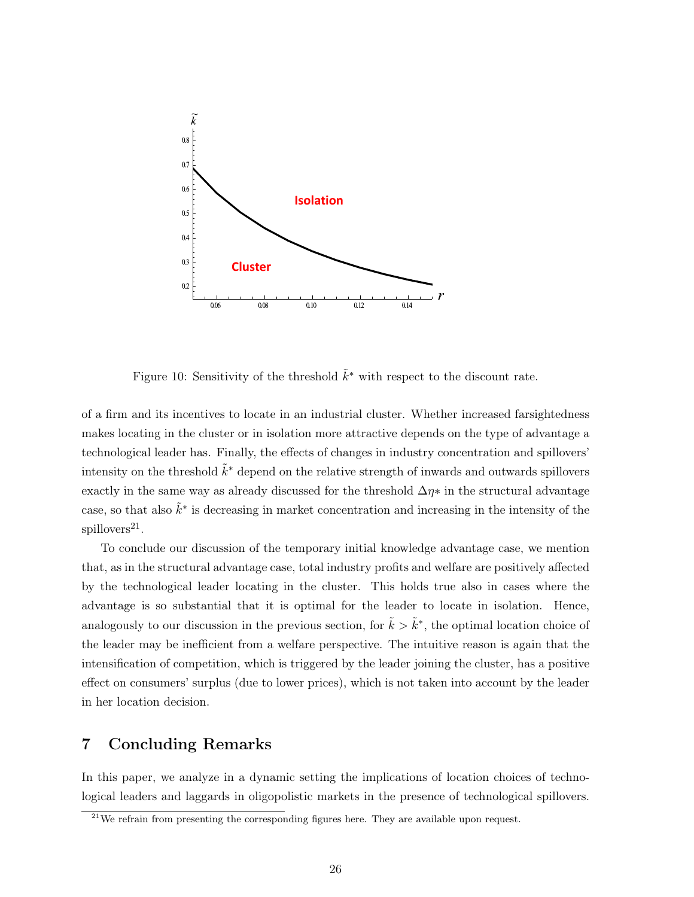Figure 10: Sensitivity of the threshold $\tilde{k}^*$ with respect to the discount rate.

of a firm and its incentives to locate in an industrial cluster. Whether increased farsightedness makes locating in the cluster or in isolation more attractive depends on the type of advantage a technological leader has. Finally, the effects of changes in industry concentration and spillovers' intensity on the threshold $\tilde{k}^*$ depend on the relative strength of inwards and outwards spillovers exactly in the same way as already discussed for the threshold $\Delta\eta*$ in the structural advantage case, so that also $\tilde{k}^*$ is decreasing in market concentration and increasing in the intensity of the spillovers[21].

To conclude our discussion of the temporary initial knowledge advantage case, we mention that, as in the structural advantage case, total industry profits and welfare are positively affected by the technological leader locating in the cluster. This holds true also in cases where the advantage is so substantial that it is optimal for the leader to locate in isolation. Hence, analogously to our discussion in the previous section, for $\tilde{k} > \tilde{k}^*$, the optimal location choice of the leader may be inefficient from a welfare perspective. The intuitive reason is again that the intensification of competition, which is triggered by the leader joining the cluster, has a positive effect on consumers' surplus (due to lower prices), which is not taken into account by the leader in her location decision.

## 7 Concluding Remarks

In this paper, we analyze in a dynamic setting the implications of location choices of technological leaders and laggards in oligopolistic markets in the presence of technological spillovers.

[21] We refrain from presenting the corresponding figures here. They are available upon request.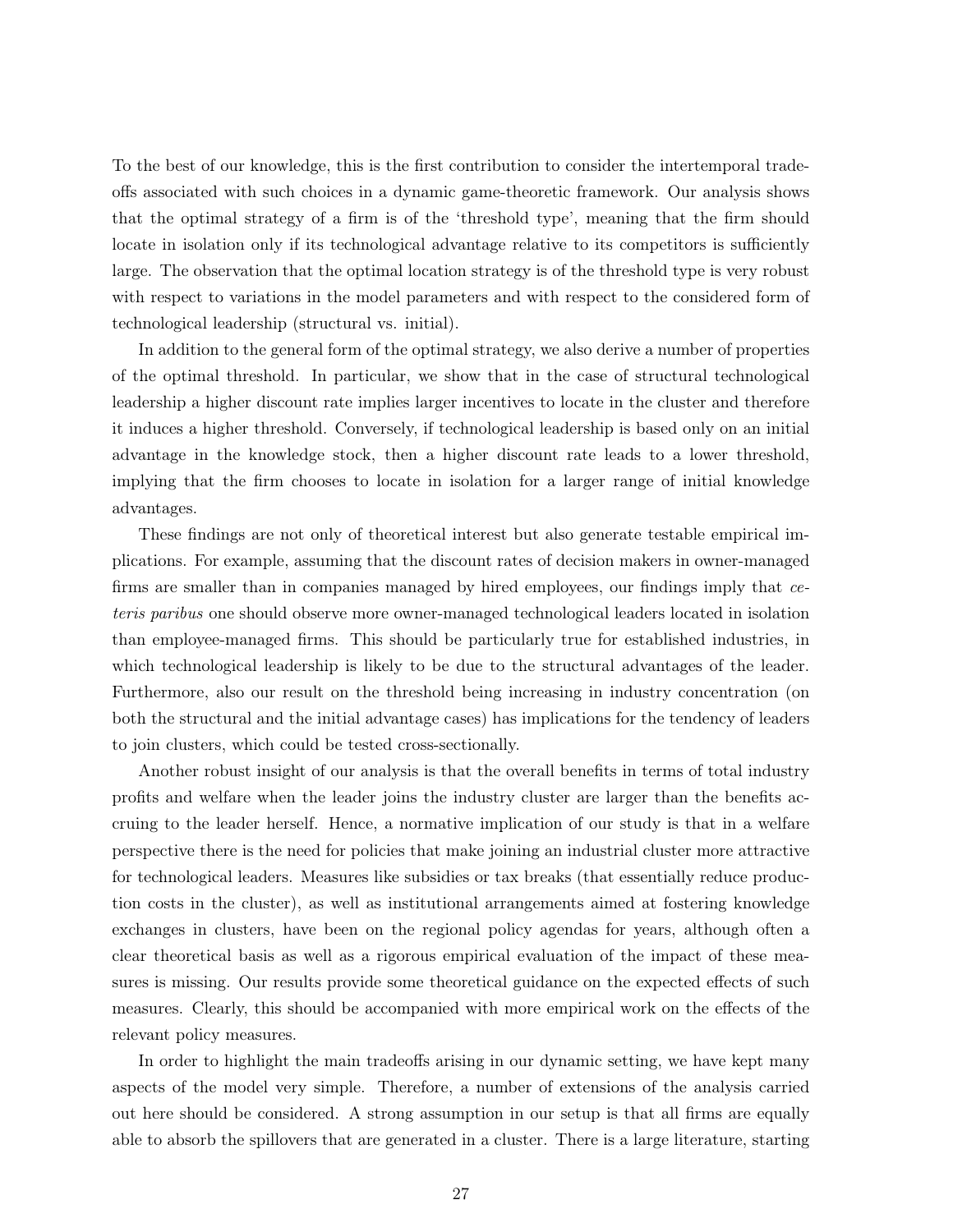To the best of our knowledge, this is the first contribution to consider the intertemporal tradeoffs associated with such choices in a dynamic game-theoretic framework. Our analysis shows that the optimal strategy of a firm is of the 'threshold type', meaning that the firm should locate in isolation only if its technological advantage relative to its competitors is sufficiently large. The observation that the optimal location strategy is of the threshold type is very robust with respect to variations in the model parameters and with respect to the considered form of technological leadership (structural vs. initial).

In addition to the general form of the optimal strategy, we also derive a number of properties of the optimal threshold. In particular, we show that in the case of structural technological leadership a higher discount rate implies larger incentives to locate in the cluster and therefore it induces a higher threshold. Conversely, if technological leadership is based only on an initial advantage in the knowledge stock, then a higher discount rate leads to a lower threshold, implying that the firm chooses to locate in isolation for a larger range of initial knowledge advantages.

These findings are not only of theoretical interest but also generate testable empirical implications. For example, assuming that the discount rates of decision makers in owner-managed firms are smaller than in companies managed by hired employees, our findings imply that *ceteris paribus* one should observe more owner-managed technological leaders located in isolation than employee-managed firms. This should be particularly true for established industries, in which technological leadership is likely to be due to the structural advantages of the leader. Furthermore, also our result on the threshold being increasing in industry concentration (on both the structural and the initial advantage cases) has implications for the tendency of leaders to join clusters, which could be tested cross-sectionally.

Another robust insight of our analysis is that the overall benefits in terms of total industry profits and welfare when the leader joins the industry cluster are larger than the benefits accruing to the leader herself. Hence, a normative implication of our study is that in a welfare perspective there is the need for policies that make joining an industrial cluster more attractive for technological leaders. Measures like subsidies or tax breaks (that essentially reduce production costs in the cluster), as well as institutional arrangements aimed at fostering knowledge exchanges in clusters, have been on the regional policy agendas for years, although often a clear theoretical basis as well as a rigorous empirical evaluation of the impact of these measures is missing. Our results provide some theoretical guidance on the expected effects of such measures. Clearly, this should be accompanied with more empirical work on the effects of the relevant policy measures.

In order to highlight the main tradeoffs arising in our dynamic setting, we have kept many aspects of the model very simple. Therefore, a number of extensions of the analysis carried out here should be considered. A strong assumption in our setup is that all firms are equally able to absorb the spillovers that are generated in a cluster. There is a large literature, starting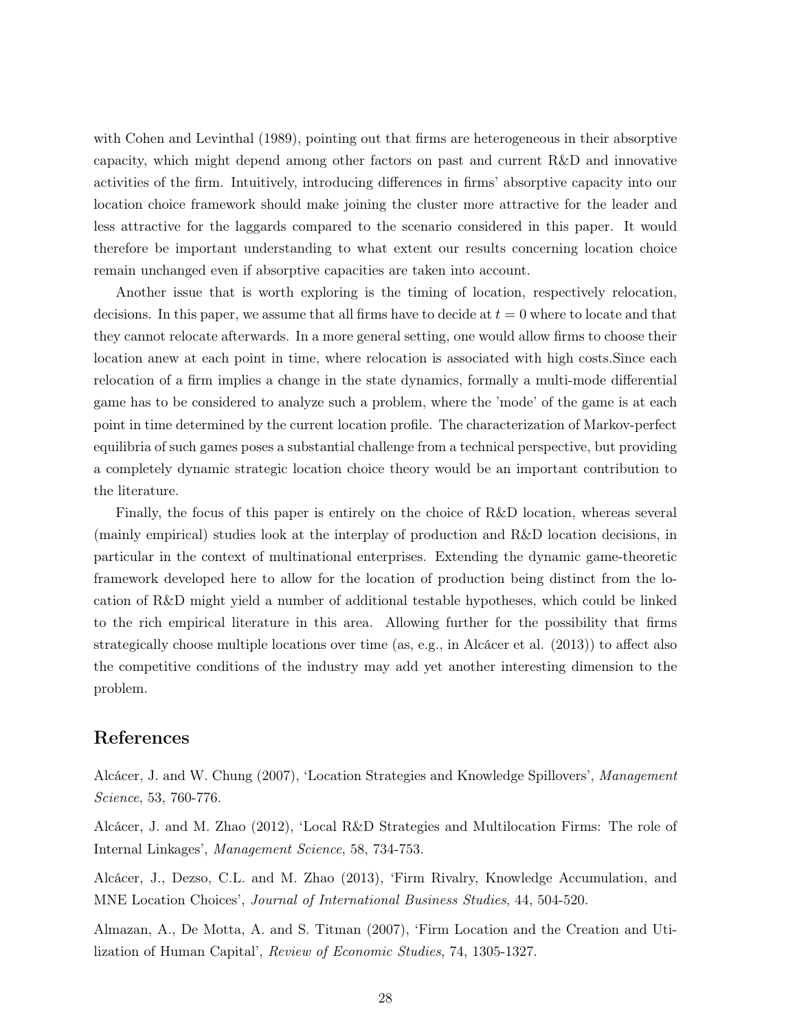with Cohen and Levinthal (1989), pointing out that firms are heterogeneous in their absorptive capacity, which might depend among other factors on past and current R&D and innovative activities of the firm. Intuitively, introducing differences in firms' absorptive capacity into our location choice framework should make joining the cluster more attractive for the leader and less attractive for the laggards compared to the scenario considered in this paper. It would therefore be important understanding to what extent our results concerning location choice remain unchanged even if absorptive capacities are taken into account.

Another issue that is worth exploring is the timing of location, respectively relocation, decisions. In this paper, we assume that all firms have to decide at $t = 0$ where to locate and that they cannot relocate afterwards. In a more general setting, one would allow firms to choose their location anew at each point in time, where relocation is associated with high costs.Since each relocation of a firm implies a change in the state dynamics, formally a multi-mode differential game has to be considered to analyze such a problem, where the 'mode' of the game is at each point in time determined by the current location profile. The characterization of Markov-perfect equilibria of such games poses a substantial challenge from a technical perspective, but providing a completely dynamic strategic location choice theory would be an important contribution to the literature.

Finally, the focus of this paper is entirely on the choice of R&D location, whereas several (mainly empirical) studies look at the interplay of production and R&D location decisions, in particular in the context of multinational enterprises. Extending the dynamic game-theoretic framework developed here to allow for the location of production being distinct from the location of R&D might yield a number of additional testable hypotheses, which could be linked to the rich empirical literature in this area. Allowing further for the possibility that firms strategically choose multiple locations over time (as, e.g., in Alcácer et al. (2013)) to affect also the competitive conditions of the industry may add yet another interesting dimension to the problem.

## References

Alcácer, J. and W. Chung (2007), 'Location Strategies and Knowledge Spillovers', *Management Science*, 53, 760-776.

Alcácer, J. and M. Zhao (2012), 'Local R&D Strategies and Multilocation Firms: The role of Internal Linkages', *Management Science*, 58, 734-753.

Alcácer, J., Dezso, C.L. and M. Zhao (2013), 'Firm Rivalry, Knowledge Accumulation, and MNE Location Choices', *Journal of International Business Studies*, 44, 504-520.

Almazan, A., De Motta, A. and S. Titman (2007), 'Firm Location and the Creation and Utilization of Human Capital', *Review of Economic Studies*, 74, 1305-1327.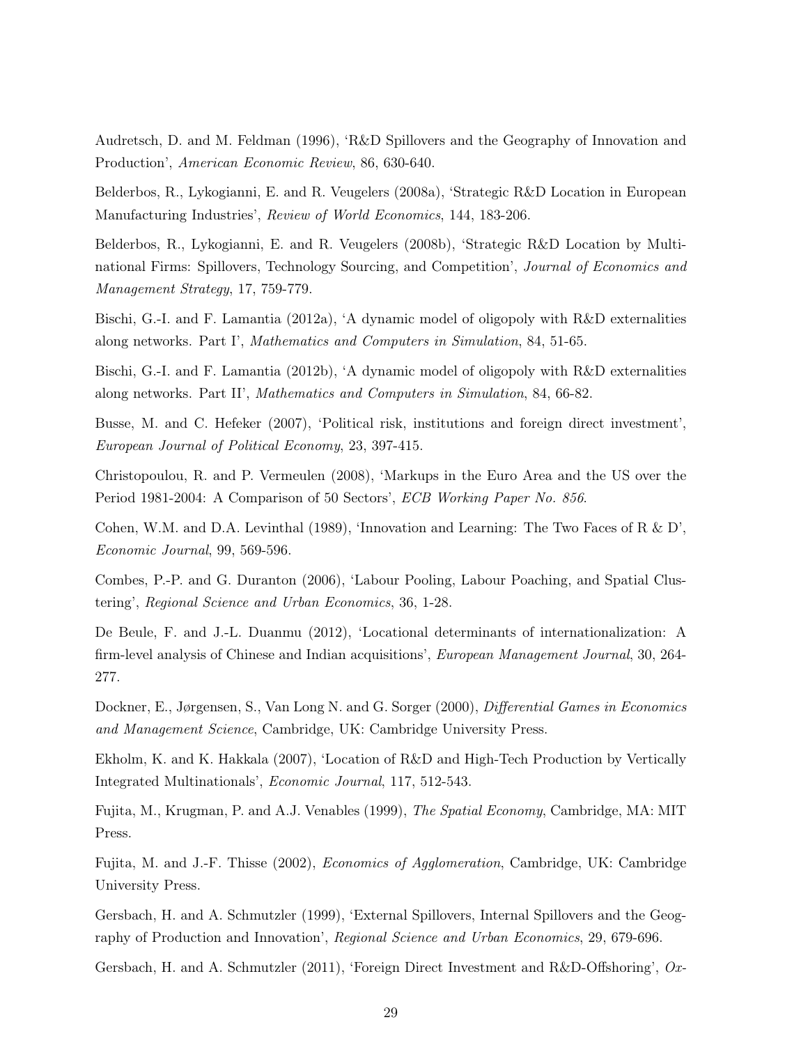Audretsch, D. and M. Feldman (1996), 'R&D Spillovers and the Geography of Innovation and Production', *American Economic Review*, 86, 630-640.

Belderbos, R., Lykogianni, E. and R. Veugelers (2008a), 'Strategic R&D Location in European Manufacturing Industries', *Review of World Economics*, 144, 183-206.

Belderbos, R., Lykogianni, E. and R. Veugelers (2008b), 'Strategic R&D Location by Multinational Firms: Spillovers, Technology Sourcing, and Competition', *Journal of Economics and Management Strategy*, 17, 759-779.

Bischi, G.-I. and F. Lamantia (2012a), 'A dynamic model of oligopoly with R&D externalities along networks. Part I', *Mathematics and Computers in Simulation*, 84, 51-65.

Bischi, G.-I. and F. Lamantia (2012b), 'A dynamic model of oligopoly with R&D externalities along networks. Part II', *Mathematics and Computers in Simulation*, 84, 66-82.

Busse, M. and C. Hefeker (2007), 'Political risk, institutions and foreign direct investment', *European Journal of Political Economy*, 23, 397-415.

Christopoulou, R. and P. Vermeulen (2008), 'Markups in the Euro Area and the US over the Period 1981-2004: A Comparison of 50 Sectors', *ECB Working Paper No. 856*.

Cohen, W.M. and D.A. Levinthal (1989), 'Innovation and Learning: The Two Faces of R & D', *Economic Journal*, 99, 569-596.

Combes, P.-P. and G. Duranton (2006), 'Labour Pooling, Labour Poaching, and Spatial Clustering', *Regional Science and Urban Economics*, 36, 1-28.

De Beule, F. and J.-L. Duanmu (2012), 'Locational determinants of internationalization: A firm-level analysis of Chinese and Indian acquisitions', *European Management Journal*, 30, 264-277.

Dockner, E., Jørgensen, S., Van Long N. and G. Sorger (2000), *Differential Games in Economics and Management Science*, Cambridge, UK: Cambridge University Press.

Ekholm, K. and K. Hakkala (2007), 'Location of R&D and High-Tech Production by Vertically Integrated Multinationals', *Economic Journal*, 117, 512-543.

Fujita, M., Krugman, P. and A.J. Venables (1999), *The Spatial Economy*, Cambridge, MA: MIT Press.

Fujita, M. and J.-F. Thisse (2002), *Economics of Agglomeration*, Cambridge, UK: Cambridge University Press.

Gersbach, H. and A. Schmutzler (1999), 'External Spillovers, Internal Spillovers and the Geography of Production and Innovation', *Regional Science and Urban Economics*, 29, 679-696.

Gersbach, H. and A. Schmutzler (2011), 'Foreign Direct Investment and R&D-Offshoring', *Ox-*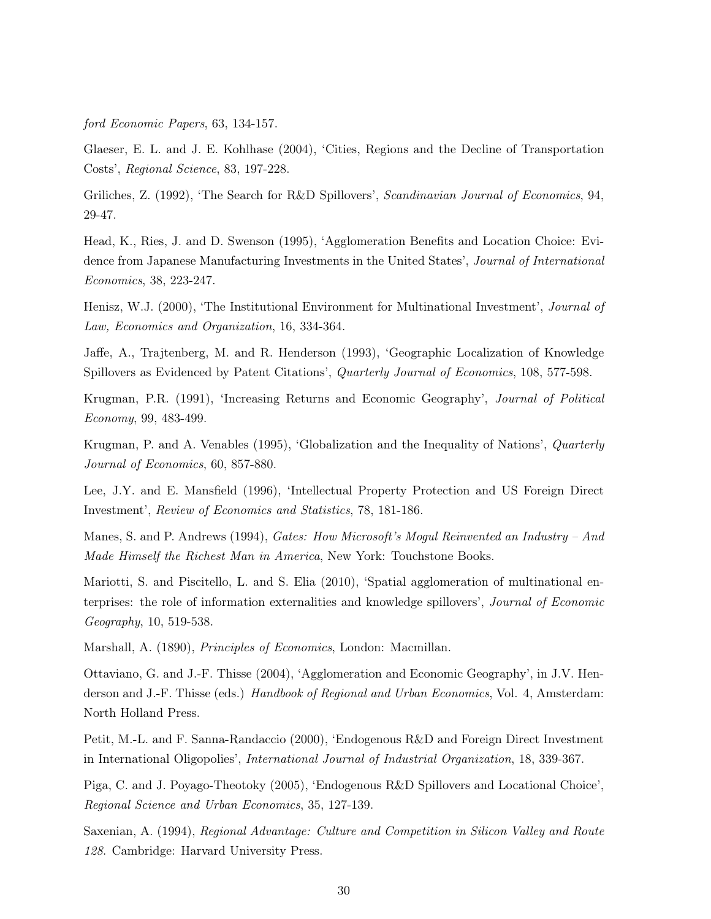*ford Economic Papers*, 63, 134-157.

Glaeser, E. L. and J. E. Kohlhase (2004), 'Cities, Regions and the Decline of Transportation Costs', *Regional Science*, 83, 197-228.

Griliches, Z. (1992), 'The Search for R&D Spillovers', *Scandinavian Journal of Economics*, 94, 29-47.

Head, K., Ries, J. and D. Swenson (1995), 'Agglomeration Benefits and Location Choice: Evidence from Japanese Manufacturing Investments in the United States', *Journal of International Economics*, 38, 223-247.

Henisz, W.J. (2000), 'The Institutional Environment for Multinational Investment', *Journal of Law, Economics and Organization*, 16, 334-364.

Jaffe, A., Trajtenberg, M. and R. Henderson (1993), 'Geographic Localization of Knowledge Spillovers as Evidenced by Patent Citations', *Quarterly Journal of Economics*, 108, 577-598.

Krugman, P.R. (1991), 'Increasing Returns and Economic Geography', *Journal of Political Economy*, 99, 483-499.

Krugman, P. and A. Venables (1995), 'Globalization and the Inequality of Nations', *Quarterly Journal of Economics*, 60, 857-880.

Lee, J.Y. and E. Mansfield (1996), 'Intellectual Property Protection and US Foreign Direct Investment', *Review of Economics and Statistics*, 78, 181-186.

Manes, S. and P. Andrews (1994), *Gates: How Microsoft's Mogul Reinvented an Industry – And Made Himself the Richest Man in America*, New York: Touchstone Books.

Mariotti, S. and Piscitello, L. and S. Elia (2010), 'Spatial agglomeration of multinational enterprises: the role of information externalities and knowledge spillovers', *Journal of Economic Geography*, 10, 519-538.

Marshall, A. (1890), *Principles of Economics*, London: Macmillan.

Ottaviano, G. and J.-F. Thisse (2004), 'Agglomeration and Economic Geography', in J.V. Henderson and J.-F. Thisse (eds.) *Handbook of Regional and Urban Economics*, Vol. 4, Amsterdam: North Holland Press.

Petit, M.-L. and F. Sanna-Randaccio (2000), 'Endogenous R&D and Foreign Direct Investment in International Oligopolies', *International Journal of Industrial Organization*, 18, 339-367.

Piga, C. and J. Poyago-Theotoky (2005), 'Endogenous R&D Spillovers and Locational Choice', *Regional Science and Urban Economics*, 35, 127-139.

Saxenian, A. (1994), *Regional Advantage: Culture and Competition in Silicon Valley and Route 128.* Cambridge: Harvard University Press.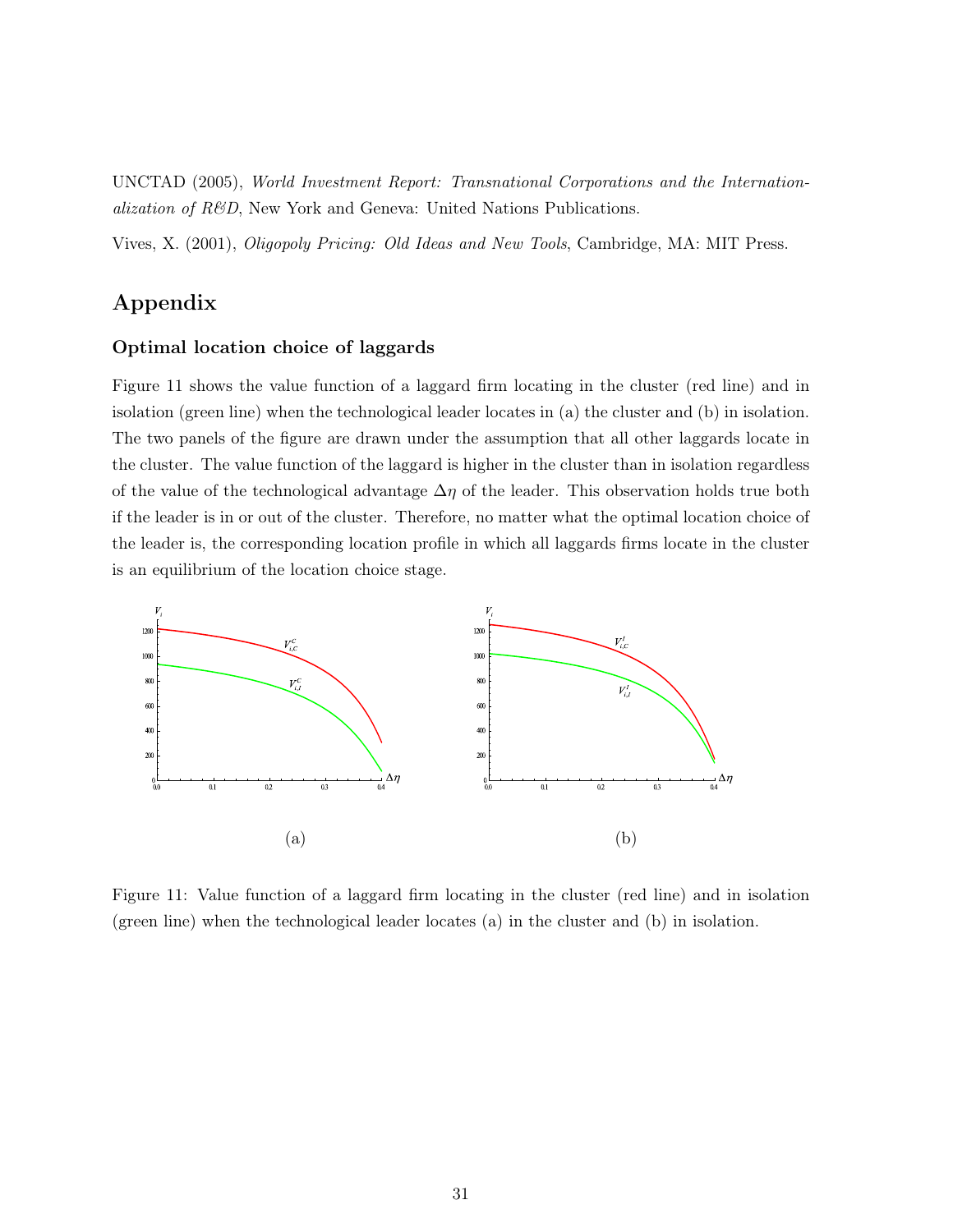UNCTAD (2005), *World Investment Report: Transnational Corporations and the Internationalization of R&D*, New York and Geneva: United Nations Publications.

Vives, X. (2001), *Oligopoly Pricing: Old Ideas and New Tools*, Cambridge, MA: MIT Press.

## Appendix

### Optimal location choice of laggards

Figure 11 shows the value function of a laggard firm locating in the cluster (red line) and in isolation (green line) when the technological leader locates in (a) the cluster and (b) in isolation. The two panels of the figure are drawn under the assumption that all other laggards locate in the cluster. The value function of the laggard is higher in the cluster than in isolation regardless of the value of the technological advantage $\Delta\eta$ of the leader. This observation holds true both if the leader is in or out of the cluster. Therefore, no matter what the optimal location choice of the leader is, the corresponding location profile in which all laggards firms locate in the cluster is an equilibrium of the location choice stage.

(a)

(b)

Figure 11: Value function of a laggard firm locating in the cluster (red line) and in isolation (green line) when the technological leader locates (a) in the cluster and (b) in isolation.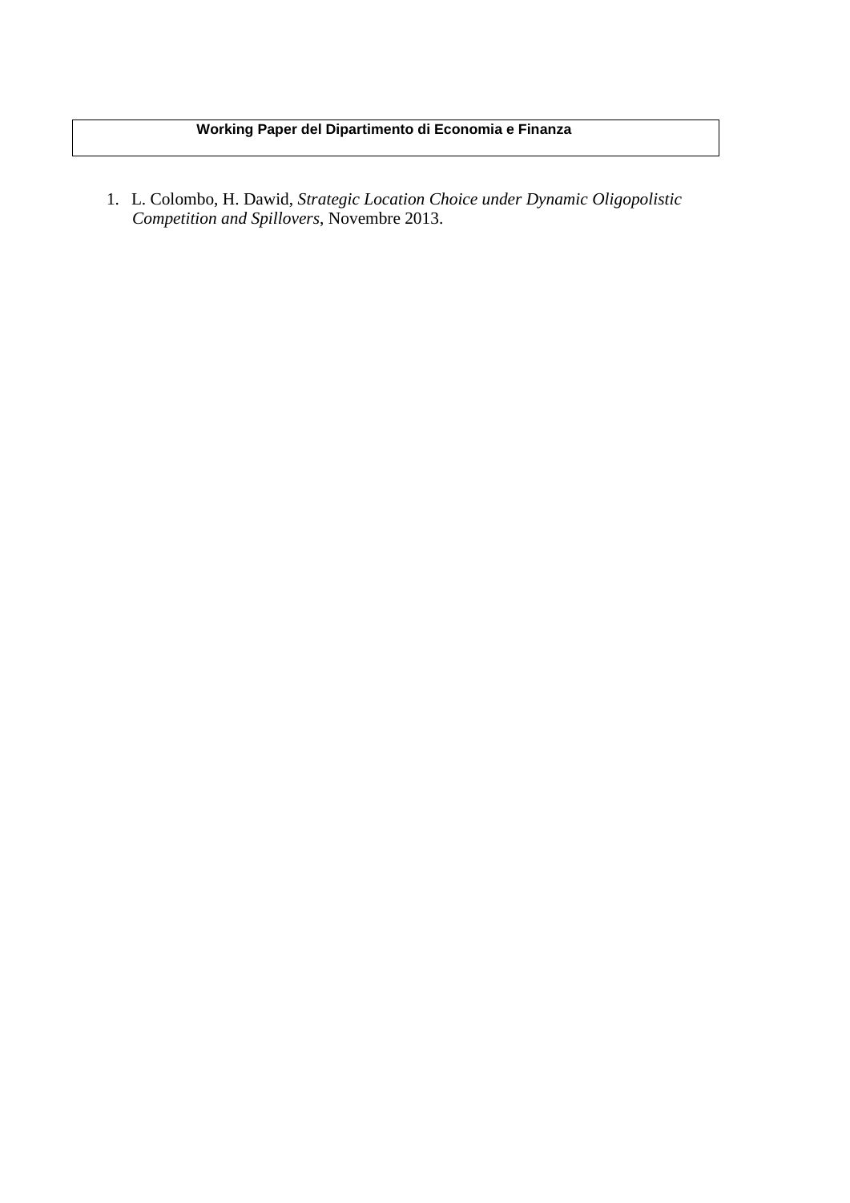**Working Paper del Dipartimento di Economia e Finanza**

1. L. Colombo, H. Dawid, *Strategic Location Choice under Dynamic Oligopolistic Competition and Spillovers*, Novembre 2013.